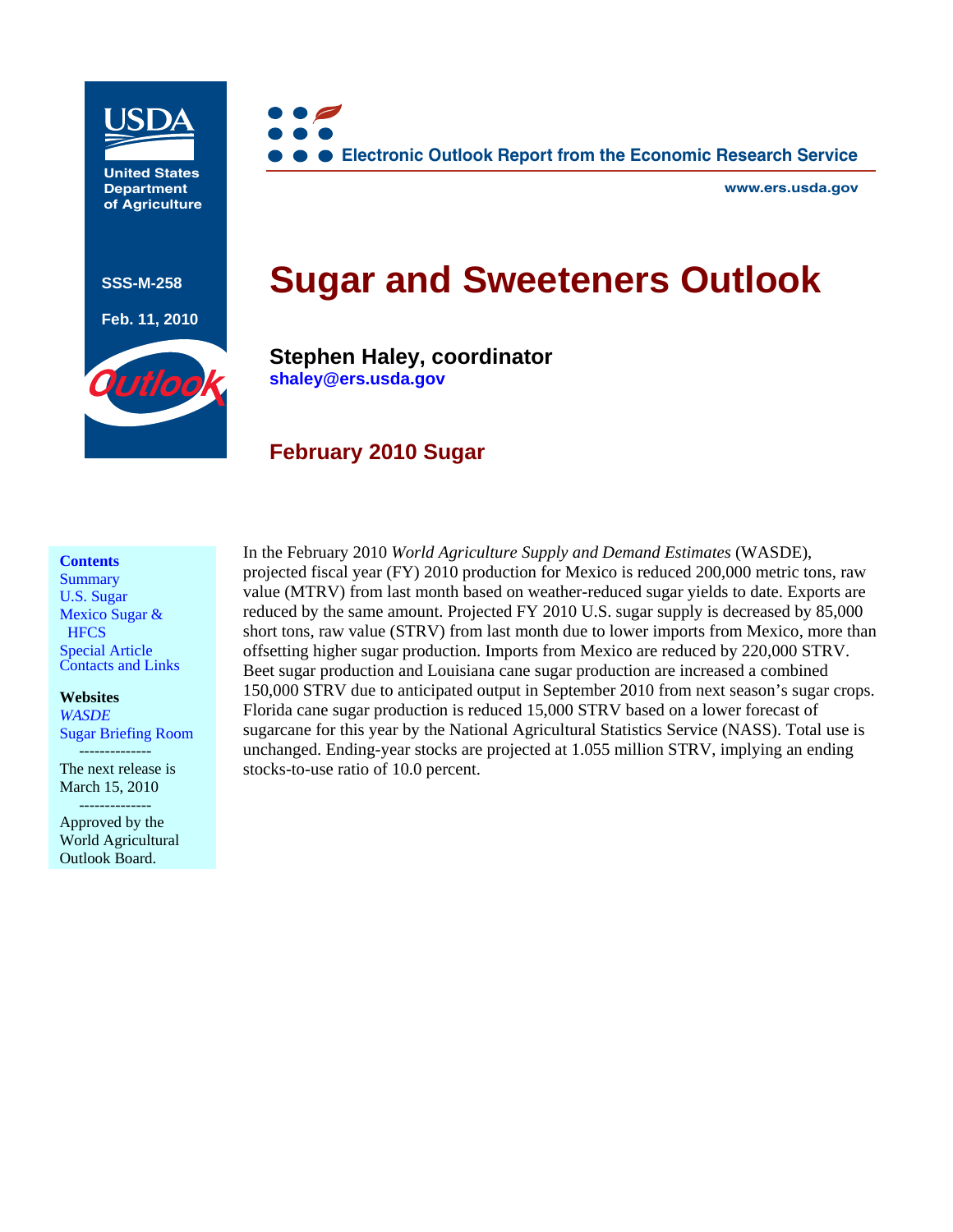United States Department of Agriculture

SSS-M-258

Feb. 11, 2010

Outlook

Electronic Outlook Report from the Economic Research Service

www.ers.usda.gov

# Sugar and Sweeteners Outlook

**Stephen Haley, coordinator**
**shaley@ers.usda.gov**

## February 2010 Sugar

**Contents**
Summary
U.S. Sugar
Mexico Sugar & HFCS
Special Article
Contacts and Links

**Websites**
*WASDE*
Sugar Briefing Room

--------------

The next release is March 15, 2010

--------------

Approved by the World Agricultural Outlook Board.

In the February 2010 *World Agriculture Supply and Demand Estimates* (WASDE), projected fiscal year (FY) 2010 production for Mexico is reduced 200,000 metric tons, raw value (MTRV) from last month based on weather-reduced sugar yields to date. Exports are reduced by the same amount. Projected FY 2010 U.S. sugar supply is decreased by 85,000 short tons, raw value (STRV) from last month due to lower imports from Mexico, more than offsetting higher sugar production. Imports from Mexico are reduced by 220,000 STRV. Beet sugar production and Louisiana cane sugar production are increased a combined 150,000 STRV due to anticipated output in September 2010 from next season's sugar crops. Florida cane sugar production is reduced 15,000 STRV based on a lower forecast of sugarcane for this year by the National Agricultural Statistics Service (NASS). Total use is unchanged. Ending-year stocks are projected at 1.055 million STRV, implying an ending stocks-to-use ratio of 10.0 percent.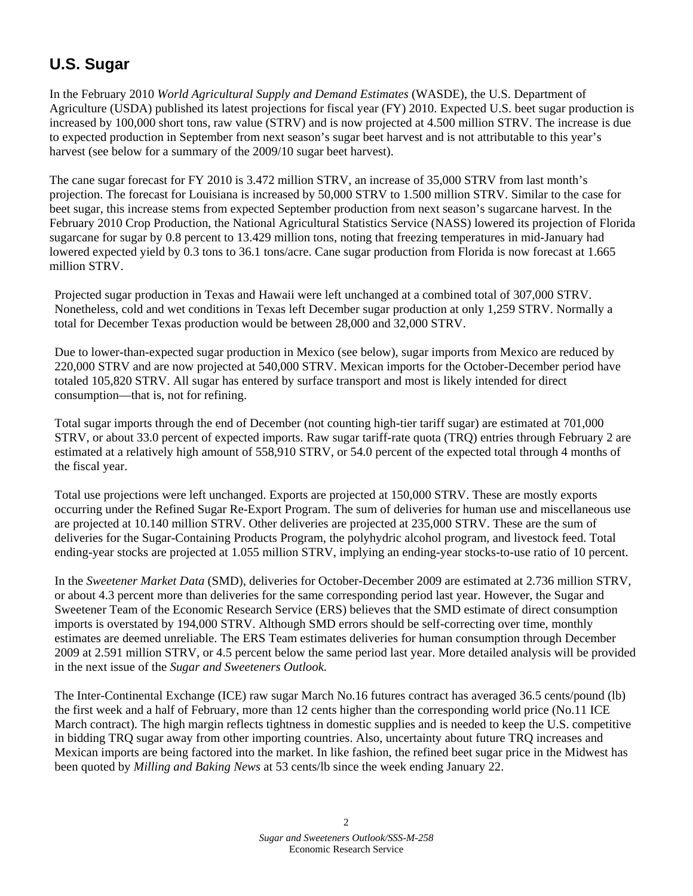## U.S. Sugar

In the February 2010 *World Agricultural Supply and Demand Estimates* (WASDE), the U.S. Department of Agriculture (USDA) published its latest projections for fiscal year (FY) 2010. Expected U.S. beet sugar production is increased by 100,000 short tons, raw value (STRV) and is now projected at 4.500 million STRV. The increase is due to expected production in September from next season's sugar beet harvest and is not attributable to this year's harvest (see below for a summary of the 2009/10 sugar beet harvest).

The cane sugar forecast for FY 2010 is 3.472 million STRV, an increase of 35,000 STRV from last month's projection. The forecast for Louisiana is increased by 50,000 STRV to 1.500 million STRV. Similar to the case for beet sugar, this increase stems from expected September production from next season's sugarcane harvest. In the February 2010 Crop Production, the National Agricultural Statistics Service (NASS) lowered its projection of Florida sugarcane for sugar by 0.8 percent to 13.429 million tons, noting that freezing temperatures in mid-January had lowered expected yield by 0.3 tons to 36.1 tons/acre. Cane sugar production from Florida is now forecast at 1.665 million STRV.

Projected sugar production in Texas and Hawaii were left unchanged at a combined total of 307,000 STRV. Nonetheless, cold and wet conditions in Texas left December sugar production at only 1,259 STRV. Normally a total for December Texas production would be between 28,000 and 32,000 STRV.

Due to lower-than-expected sugar production in Mexico (see below), sugar imports from Mexico are reduced by 220,000 STRV and are now projected at 540,000 STRV. Mexican imports for the October-December period have totaled 105,820 STRV. All sugar has entered by surface transport and most is likely intended for direct consumption—that is, not for refining.

Total sugar imports through the end of December (not counting high-tier tariff sugar) are estimated at 701,000 STRV, or about 33.0 percent of expected imports. Raw sugar tariff-rate quota (TRQ) entries through February 2 are estimated at a relatively high amount of 558,910 STRV, or 54.0 percent of the expected total through 4 months of the fiscal year.

Total use projections were left unchanged. Exports are projected at 150,000 STRV. These are mostly exports occurring under the Refined Sugar Re-Export Program. The sum of deliveries for human use and miscellaneous use are projected at 10.140 million STRV. Other deliveries are projected at 235,000 STRV. These are the sum of deliveries for the Sugar-Containing Products Program, the polyhydric alcohol program, and livestock feed. Total ending-year stocks are projected at 1.055 million STRV, implying an ending-year stocks-to-use ratio of 10 percent.

In the *Sweetener Market Data* (SMD), deliveries for October-December 2009 are estimated at 2.736 million STRV, or about 4.3 percent more than deliveries for the same corresponding period last year. However, the Sugar and Sweetener Team of the Economic Research Service (ERS) believes that the SMD estimate of direct consumption imports is overstated by 194,000 STRV. Although SMD errors should be self-correcting over time, monthly estimates are deemed unreliable. The ERS Team estimates deliveries for human consumption through December 2009 at 2.591 million STRV, or 4.5 percent below the same period last year. More detailed analysis will be provided in the next issue of the *Sugar and Sweeteners Outlook*.

The Inter-Continental Exchange (ICE) raw sugar March No.16 futures contract has averaged 36.5 cents/pound (lb) the first week and a half of February, more than 12 cents higher than the corresponding world price (No.11 ICE March contract). The high margin reflects tightness in domestic supplies and is needed to keep the U.S. competitive in bidding TRQ sugar away from other importing countries. Also, uncertainty about future TRQ increases and Mexican imports are being factored into the market. In like fashion, the refined beet sugar price in the Midwest has been quoted by *Milling and Baking News* at 53 cents/lb since the week ending January 22.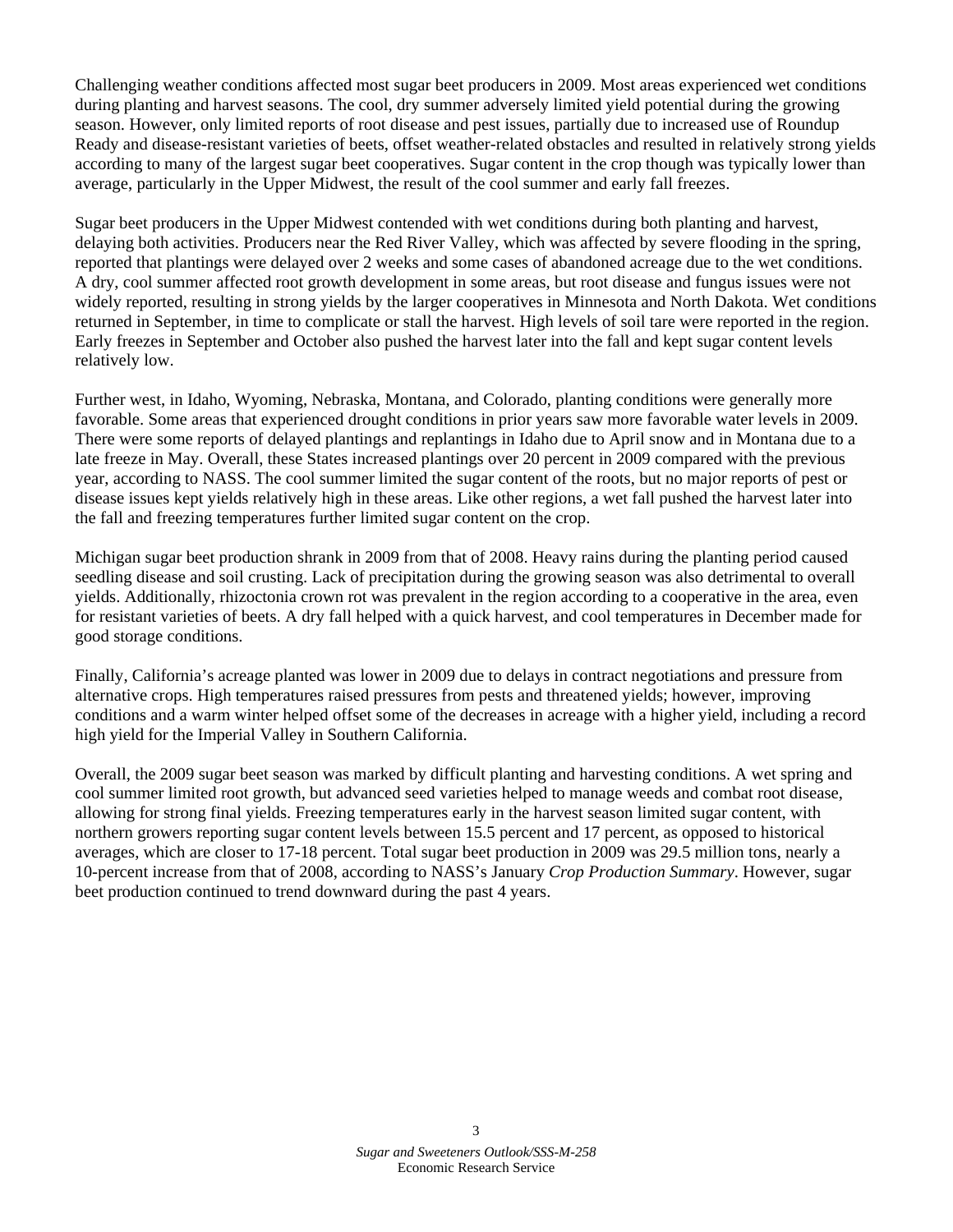Challenging weather conditions affected most sugar beet producers in 2009. Most areas experienced wet conditions during planting and harvest seasons. The cool, dry summer adversely limited yield potential during the growing season. However, only limited reports of root disease and pest issues, partially due to increased use of Roundup Ready and disease-resistant varieties of beets, offset weather-related obstacles and resulted in relatively strong yields according to many of the largest sugar beet cooperatives. Sugar content in the crop though was typically lower than average, particularly in the Upper Midwest, the result of the cool summer and early fall freezes.

Sugar beet producers in the Upper Midwest contended with wet conditions during both planting and harvest, delaying both activities. Producers near the Red River Valley, which was affected by severe flooding in the spring, reported that plantings were delayed over 2 weeks and some cases of abandoned acreage due to the wet conditions. A dry, cool summer affected root growth development in some areas, but root disease and fungus issues were not widely reported, resulting in strong yields by the larger cooperatives in Minnesota and North Dakota. Wet conditions returned in September, in time to complicate or stall the harvest. High levels of soil tare were reported in the region. Early freezes in September and October also pushed the harvest later into the fall and kept sugar content levels relatively low.

Further west, in Idaho, Wyoming, Nebraska, Montana, and Colorado, planting conditions were generally more favorable. Some areas that experienced drought conditions in prior years saw more favorable water levels in 2009. There were some reports of delayed plantings and replantings in Idaho due to April snow and in Montana due to a late freeze in May. Overall, these States increased plantings over 20 percent in 2009 compared with the previous year, according to NASS. The cool summer limited the sugar content of the roots, but no major reports of pest or disease issues kept yields relatively high in these areas. Like other regions, a wet fall pushed the harvest later into the fall and freezing temperatures further limited sugar content on the crop.

Michigan sugar beet production shrank in 2009 from that of 2008. Heavy rains during the planting period caused seedling disease and soil crusting. Lack of precipitation during the growing season was also detrimental to overall yields. Additionally, rhizoctonia crown rot was prevalent in the region according to a cooperative in the area, even for resistant varieties of beets. A dry fall helped with a quick harvest, and cool temperatures in December made for good storage conditions.

Finally, California's acreage planted was lower in 2009 due to delays in contract negotiations and pressure from alternative crops. High temperatures raised pressures from pests and threatened yields; however, improving conditions and a warm winter helped offset some of the decreases in acreage with a higher yield, including a record high yield for the Imperial Valley in Southern California.

Overall, the 2009 sugar beet season was marked by difficult planting and harvesting conditions. A wet spring and cool summer limited root growth, but advanced seed varieties helped to manage weeds and combat root disease, allowing for strong final yields. Freezing temperatures early in the harvest season limited sugar content, with northern growers reporting sugar content levels between 15.5 percent and 17 percent, as opposed to historical averages, which are closer to 17-18 percent. Total sugar beet production in 2009 was 29.5 million tons, nearly a 10-percent increase from that of 2008, according to NASS's January *Crop Production Summary*. However, sugar beet production continued to trend downward during the past 4 years.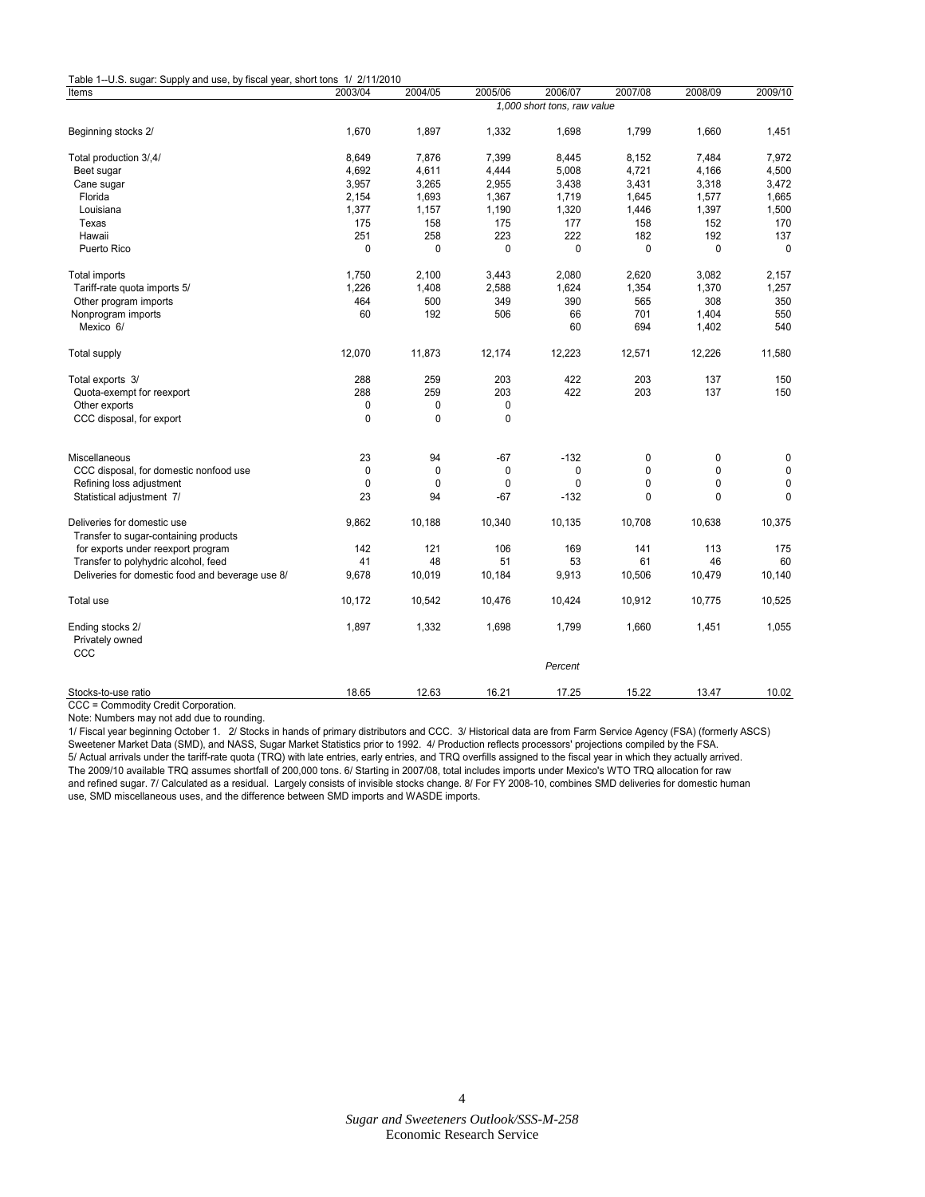Table 1--U.S. sugar: Supply and use, by fiscal year, short tons 1/ 2/11/2010

| Items | 2003/04 | 2004/05 | 2005/06 | 2006/07 | 2007/08 | 2008/09 | 2009/10 |
|---|---|---|---|---|---|---|---|
| | *1,000 short tons, raw value* | | | | | | |
| Beginning stocks 2/ | 1,670 | 1,897 | 1,332 | 1,698 | 1,799 | 1,660 | 1,451 |
| Total production 3/,4/ | 8,649 | 7,876 | 7,399 | 8,445 | 8,152 | 7,484 | 7,972 |
| Beet sugar | 4,692 | 4,611 | 4,444 | 5,008 | 4,721 | 4,166 | 4,500 |
| Cane sugar | 3,957 | 3,265 | 2,955 | 3,438 | 3,431 | 3,318 | 3,472 |
| Florida | 2,154 | 1,693 | 1,367 | 1,719 | 1,645 | 1,577 | 1,665 |
| Louisiana | 1,377 | 1,157 | 1,190 | 1,320 | 1,446 | 1,397 | 1,500 |
| Texas | 175 | 158 | 175 | 177 | 158 | 152 | 170 |
| Hawaii | 251 | 258 | 223 | 222 | 182 | 192 | 137 |
| Puerto Rico | 0 | 0 | 0 | 0 | 0 | 0 | 0 |
| Total imports | 1,750 | 2,100 | 3,443 | 2,080 | 2,620 | 3,082 | 2,157 |
| Tariff-rate quota imports 5/ | 1,226 | 1,408 | 2,588 | 1,624 | 1,354 | 1,370 | 1,257 |
| Other program imports | 464 | 500 | 349 | 390 | 565 | 308 | 350 |
| Nonprogram imports | 60 | 192 | 506 | 66 | 701 | 1,404 | 550 |
| Mexico 6/ | | | | 60 | 694 | 1,402 | 540 |
| Total supply | 12,070 | 11,873 | 12,174 | 12,223 | 12,571 | 12,226 | 11,580 |
| Total exports 3/ | 288 | 259 | 203 | 422 | 203 | 137 | 150 |
| Quota-exempt for reexport | 288 | 259 | 203 | 422 | 203 | 137 | 150 |
| Other exports | 0 | 0 | 0 | | | | |
| CCC disposal, for export | 0 | 0 | 0 | | | | |
| Miscellaneous | 23 | 94 | -67 | -132 | 0 | 0 | 0 |
| CCC disposal, for domestic nonfood use | 0 | 0 | 0 | 0 | 0 | 0 | 0 |
| Refining loss adjustment | 0 | 0 | 0 | 0 | 0 | 0 | 0 |
| Statistical adjustment 7/ | 23 | 94 | -67 | -132 | 0 | 0 | 0 |
| Deliveries for domestic use | 9,862 | 10,188 | 10,340 | 10,135 | 10,708 | 10,638 | 10,375 |
| Transfer to sugar-containing products for exports under reexport program | 142 | 121 | 106 | 169 | 141 | 113 | 175 |
| Transfer to polyhydric alcohol, feed | 41 | 48 | 51 | 53 | 61 | 46 | 60 |
| Deliveries for domestic food and beverage use 8/ | 9,678 | 10,019 | 10,184 | 9,913 | 10,506 | 10,479 | 10,140 |
| Total use | 10,172 | 10,542 | 10,476 | 10,424 | 10,912 | 10,775 | 10,525 |
| Ending stocks 2/ | 1,897 | 1,332 | 1,698 | 1,799 | 1,660 | 1,451 | 1,055 |
| Privately owned | | | | | | | |
| CCC | | | | | | | |
| | *Percent* | | | | | | |
| Stocks-to-use ratio | 18.65 | 12.63 | 16.21 | 17.25 | 15.22 | 13.47 | 10.02 |

CCC = Commodity Credit Corporation.

Note: Numbers may not add due to rounding.

1/ Fiscal year beginning October 1. 2/ Stocks in hands of primary distributors and CCC. 3/ Historical data are from Farm Service Agency (FSA) (formerly ASCS) Sweetener Market Data (SMD), and NASS, Sugar Market Statistics prior to 1992. 4/ Production reflects processors' projections compiled by the FSA.
5/ Actual arrivals under the tariff-rate quota (TRQ) with late entries, early entries, and TRQ overfills assigned to the fiscal year in which they actually arrived. The 2009/10 available TRQ assumes shortfall of 200,000 tons. 6/ Starting in 2007/08, total includes imports under Mexico's WTO TRQ allocation for raw and refined sugar. 7/ Calculated as a residual. Largely consists of invisible stocks change. 8/ For FY 2008-10, combines SMD deliveries for domestic human use, SMD miscellaneous uses, and the difference between SMD imports and WASDE imports.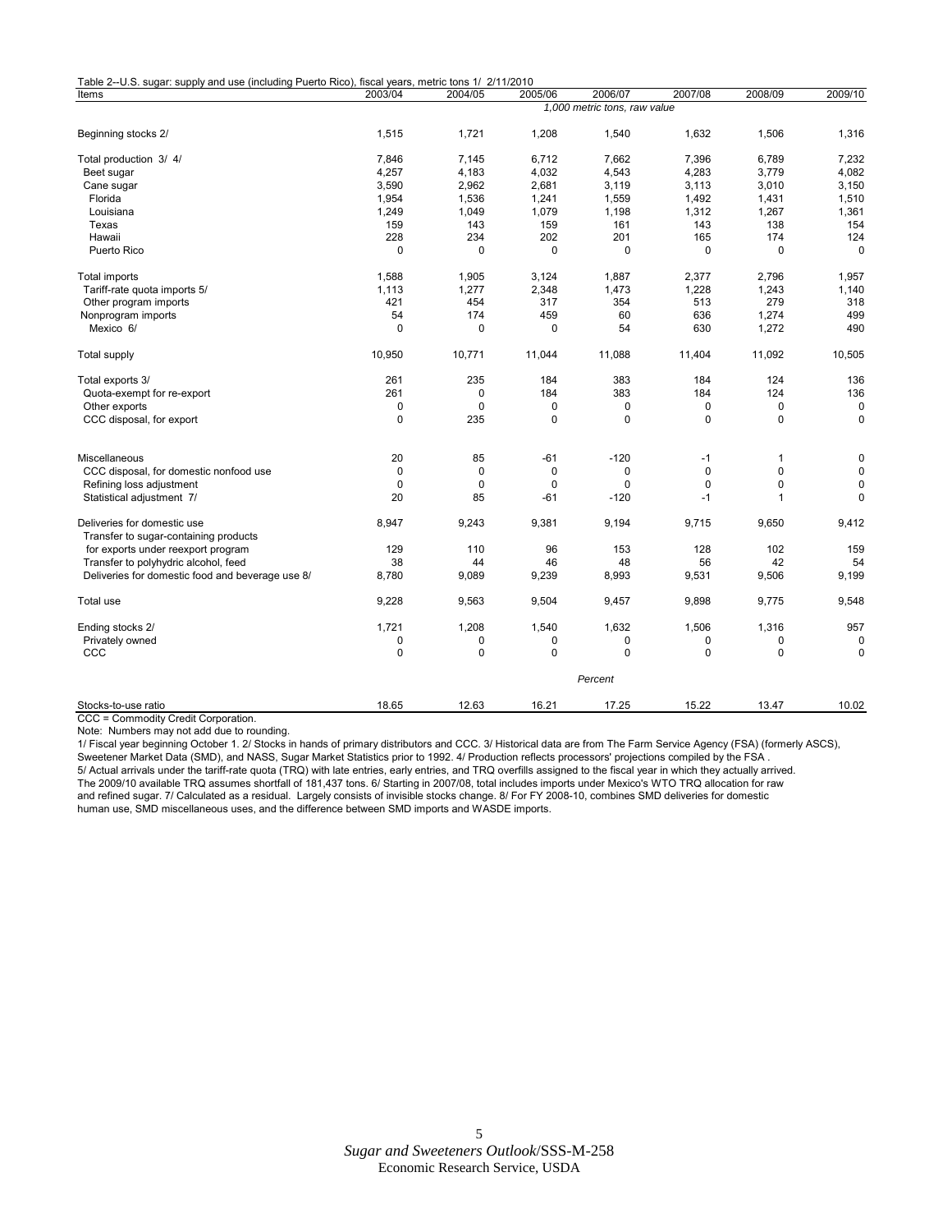Table 2--U.S. sugar: supply and use (including Puerto Rico), fiscal years, metric tons 1/ 2/11/2010

| Items | 2003/04 | 2004/05 | 2005/06 | 2006/07 | 2007/08 | 2008/09 | 2009/10 |
|---|---|---|---|---|---|---|---|
| | *1,000 metric tons, raw value* | | | | | | |
| Beginning stocks 2/ | 1,515 | 1,721 | 1,208 | 1,540 | 1,632 | 1,506 | 1,316 |
| Total production 3/ 4/ | 7,846 | 7,145 | 6,712 | 7,662 | 7,396 | 6,789 | 7,232 |
| Beet sugar | 4,257 | 4,183 | 4,032 | 4,543 | 4,283 | 3,779 | 4,082 |
| Cane sugar | 3,590 | 2,962 | 2,681 | 3,119 | 3,113 | 3,010 | 3,150 |
| Florida | 1,954 | 1,536 | 1,241 | 1,559 | 1,492 | 1,431 | 1,510 |
| Louisiana | 1,249 | 1,049 | 1,079 | 1,198 | 1,312 | 1,267 | 1,361 |
| Texas | 159 | 143 | 159 | 161 | 143 | 138 | 154 |
| Hawaii | 228 | 234 | 202 | 201 | 165 | 174 | 124 |
| Puerto Rico | 0 | 0 | 0 | 0 | 0 | 0 | 0 |
| Total imports | 1,588 | 1,905 | 3,124 | 1,887 | 2,377 | 2,796 | 1,957 |
| Tariff-rate quota imports 5/ | 1,113 | 1,277 | 2,348 | 1,473 | 1,228 | 1,243 | 1,140 |
| Other program imports | 421 | 454 | 317 | 354 | 513 | 279 | 318 |
| Nonprogram imports | 54 | 174 | 459 | 60 | 636 | 1,274 | 499 |
| Mexico 6/ | 0 | 0 | 0 | 54 | 630 | 1,272 | 490 |
| Total supply | 10,950 | 10,771 | 11,044 | 11,088 | 11,404 | 11,092 | 10,505 |
| Total exports 3/ | 261 | 235 | 184 | 383 | 184 | 124 | 136 |
| Quota-exempt for re-export | 261 | 0 | 184 | 383 | 184 | 124 | 136 |
| Other exports | 0 | 0 | 0 | 0 | 0 | 0 | 0 |
| CCC disposal, for export | 0 | 235 | 0 | 0 | 0 | 0 | 0 |
| Miscellaneous | 20 | 85 | -61 | -120 | -1 | 1 | 0 |
| CCC disposal, for domestic nonfood use | 0 | 0 | 0 | 0 | 0 | 0 | 0 |
| Refining loss adjustment | 0 | 0 | 0 | 0 | 0 | 0 | 0 |
| Statistical adjustment 7/ | 20 | 85 | -61 | -120 | -1 | 1 | 0 |
| Deliveries for domestic use | 8,947 | 9,243 | 9,381 | 9,194 | 9,715 | 9,650 | 9,412 |
| Transfer to sugar-containing products for exports under reexport program | 129 | 110 | 96 | 153 | 128 | 102 | 159 |
| Transfer to polyhydric alcohol, feed | 38 | 44 | 46 | 48 | 56 | 42 | 54 |
| Deliveries for domestic food and beverage use 8/ | 8,780 | 9,089 | 9,239 | 8,993 | 9,531 | 9,506 | 9,199 |
| Total use | 9,228 | 9,563 | 9,504 | 9,457 | 9,898 | 9,775 | 9,548 |
| Ending stocks 2/ | 1,721 | 1,208 | 1,540 | 1,632 | 1,506 | 1,316 | 957 |
| Privately owned | 0 | 0 | 0 | 0 | 0 | 0 | 0 |
| CCC | 0 | 0 | 0 | 0 | 0 | 0 | 0 |
| | *Percent* | | | | | | |
| Stocks-to-use ratio | 18.65 | 12.63 | 16.21 | 17.25 | 15.22 | 13.47 | 10.02 |

CCC = Commodity Credit Corporation.

Note: Numbers may not add due to rounding.

1/ Fiscal year beginning October 1. 2/ Stocks in hands of primary distributors and CCC. 3/ Historical data are from The Farm Service Agency (FSA) (formerly ASCS), Sweetener Market Data (SMD), and NASS, Sugar Market Statistics prior to 1992. 4/ Production reflects processors' projections compiled by the FSA . 5/ Actual arrivals under the tariff-rate quota (TRQ) with late entries, early entries, and TRQ overfills assigned to the fiscal year in which they actually arrived. The 2009/10 available TRQ assumes shortfall of 181,437 tons. 6/ Starting in 2007/08, total includes imports under Mexico's WTO TRQ allocation for raw and refined sugar. 7/ Calculated as a residual. Largely consists of invisible stocks change. 8/ For FY 2008-10, combines SMD deliveries for domestic human use, SMD miscellaneous uses, and the difference between SMD imports and WASDE imports.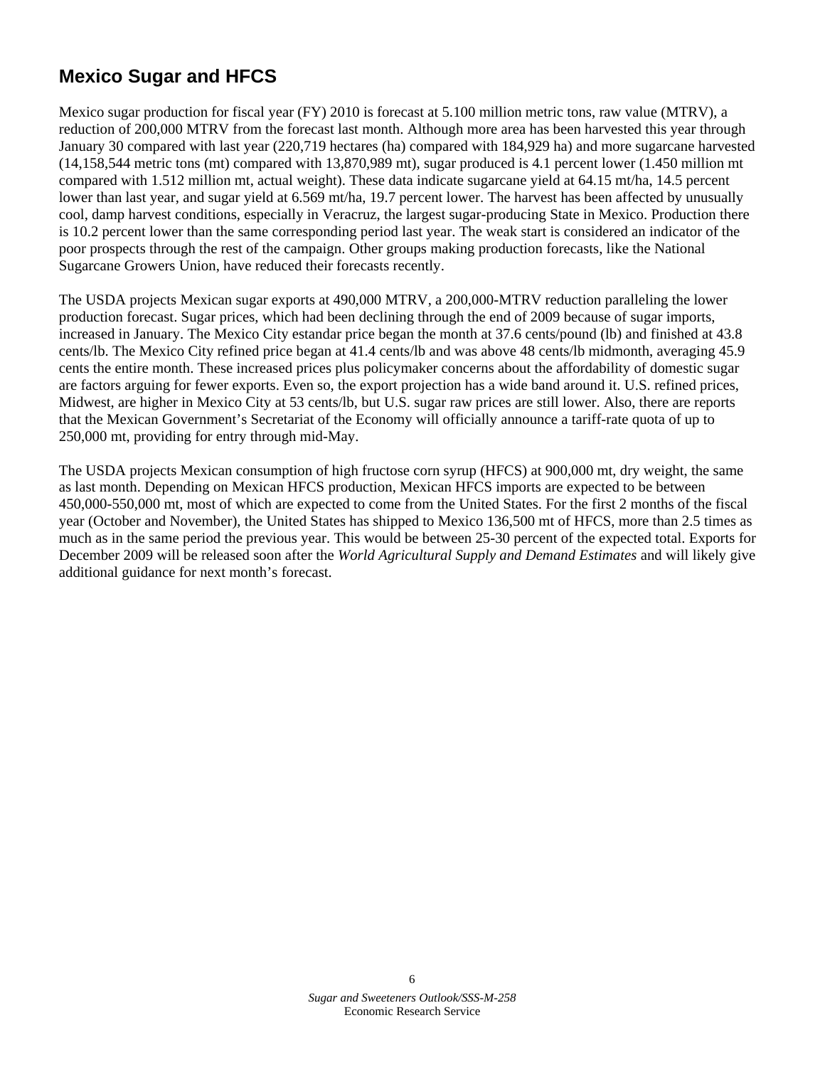## Mexico Sugar and HFCS

Mexico sugar production for fiscal year (FY) 2010 is forecast at 5.100 million metric tons, raw value (MTRV), a reduction of 200,000 MTRV from the forecast last month. Although more area has been harvested this year through January 30 compared with last year (220,719 hectares (ha) compared with 184,929 ha) and more sugarcane harvested (14,158,544 metric tons (mt) compared with 13,870,989 mt), sugar produced is 4.1 percent lower (1.450 million mt compared with 1.512 million mt, actual weight). These data indicate sugarcane yield at 64.15 mt/ha, 14.5 percent lower than last year, and sugar yield at 6.569 mt/ha, 19.7 percent lower. The harvest has been affected by unusually cool, damp harvest conditions, especially in Veracruz, the largest sugar-producing State in Mexico. Production there is 10.2 percent lower than the same corresponding period last year. The weak start is considered an indicator of the poor prospects through the rest of the campaign. Other groups making production forecasts, like the National Sugarcane Growers Union, have reduced their forecasts recently.

The USDA projects Mexican sugar exports at 490,000 MTRV, a 200,000-MTRV reduction paralleling the lower production forecast. Sugar prices, which had been declining through the end of 2009 because of sugar imports, increased in January. The Mexico City estandar price began the month at 37.6 cents/pound (lb) and finished at 43.8 cents/lb. The Mexico City refined price began at 41.4 cents/lb and was above 48 cents/lb midmonth, averaging 45.9 cents the entire month. These increased prices plus policymaker concerns about the affordability of domestic sugar are factors arguing for fewer exports. Even so, the export projection has a wide band around it. U.S. refined prices, Midwest, are higher in Mexico City at 53 cents/lb, but U.S. sugar raw prices are still lower. Also, there are reports that the Mexican Government's Secretariat of the Economy will officially announce a tariff-rate quota of up to 250,000 mt, providing for entry through mid-May.

The USDA projects Mexican consumption of high fructose corn syrup (HFCS) at 900,000 mt, dry weight, the same as last month. Depending on Mexican HFCS production, Mexican HFCS imports are expected to be between 450,000-550,000 mt, most of which are expected to come from the United States. For the first 2 months of the fiscal year (October and November), the United States has shipped to Mexico 136,500 mt of HFCS, more than 2.5 times as much as in the same period the previous year. This would be between 25-30 percent of the expected total. Exports for December 2009 will be released soon after the *World Agricultural Supply and Demand Estimates* and will likely give additional guidance for next month's forecast.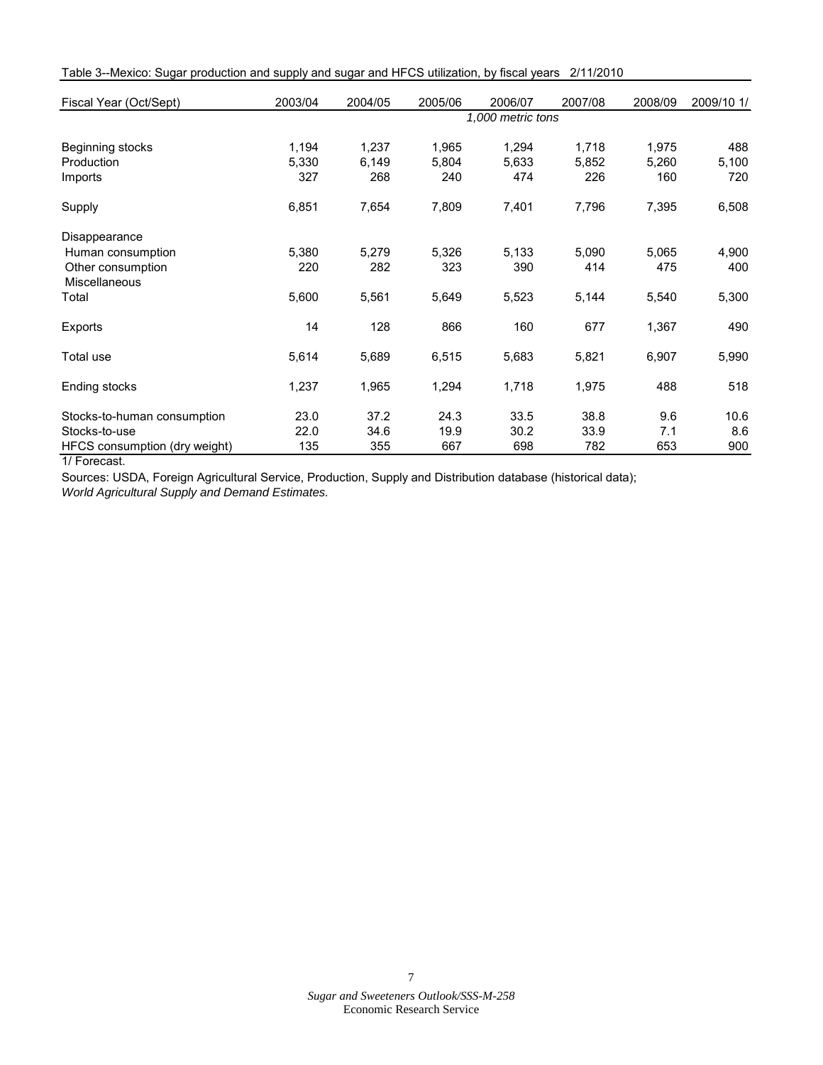Table 3--Mexico: Sugar production and supply and sugar and HFCS utilization, by fiscal years 2/11/2010

| Fiscal Year (Oct/Sept) | 2003/04 | 2004/05 | 2005/06 | 2006/07 | 2007/08 | 2008/09 | 2009/10 1/ |
|---|---|---|---|---|---|---|---|
| | | | | *1,000 metric tons* | | | |
| Beginning stocks | 1,194 | 1,237 | 1,965 | 1,294 | 1,718 | 1,975 | 488 |
| Production | 5,330 | 6,149 | 5,804 | 5,633 | 5,852 | 5,260 | 5,100 |
| Imports | 327 | 268 | 240 | 474 | 226 | 160 | 720 |
| Supply | 6,851 | 7,654 | 7,809 | 7,401 | 7,796 | 7,395 | 6,508 |
| Disappearance | | | | | | | |
| Human consumption | 5,380 | 5,279 | 5,326 | 5,133 | 5,090 | 5,065 | 4,900 |
| Other consumption | 220 | 282 | 323 | 390 | 414 | 475 | 400 |
| Miscellaneous | | | | | | | |
| Total | 5,600 | 5,561 | 5,649 | 5,523 | 5,144 | 5,540 | 5,300 |
| Exports | 14 | 128 | 866 | 160 | 677 | 1,367 | 490 |
| Total use | 5,614 | 5,689 | 6,515 | 5,683 | 5,821 | 6,907 | 5,990 |
| Ending stocks | 1,237 | 1,965 | 1,294 | 1,718 | 1,975 | 488 | 518 |
| Stocks-to-human consumption | 23.0 | 37.2 | 24.3 | 33.5 | 38.8 | 9.6 | 10.6 |
| Stocks-to-use | 22.0 | 34.6 | 19.9 | 30.2 | 33.9 | 7.1 | 8.6 |
| HFCS consumption (dry weight) | 135 | 355 | 667 | 698 | 782 | 653 | 900 |

1/ Forecast.

Sources: USDA, Foreign Agricultural Service, Production, Supply and Distribution database (historical data); *World Agricultural Supply and Demand Estimates.*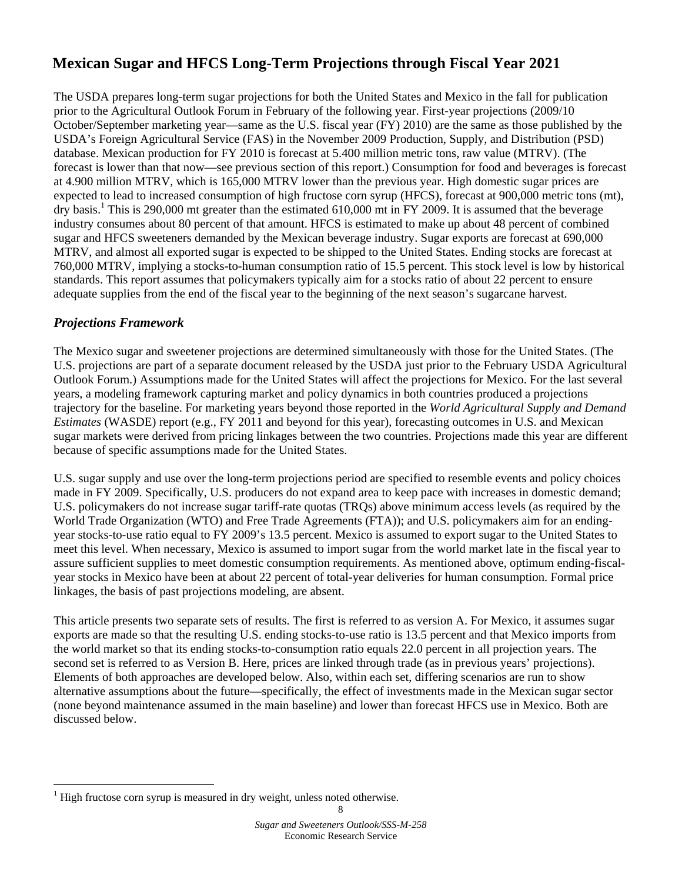# Mexican Sugar and HFCS Long-Term Projections through Fiscal Year 2021

The USDA prepares long-term sugar projections for both the United States and Mexico in the fall for publication prior to the Agricultural Outlook Forum in February of the following year. First-year projections (2009/10 October/September marketing year—same as the U.S. fiscal year (FY) 2010) are the same as those published by the USDA's Foreign Agricultural Service (FAS) in the November 2009 Production, Supply, and Distribution (PSD) database. Mexican production for FY 2010 is forecast at 5.400 million metric tons, raw value (MTRV). (The forecast is lower than that now—see previous section of this report.) Consumption for food and beverages is forecast at 4.900 million MTRV, which is 165,000 MTRV lower than the previous year. High domestic sugar prices are expected to lead to increased consumption of high fructose corn syrup (HFCS), forecast at 900,000 metric tons (mt), dry basis.[1] This is 290,000 mt greater than the estimated 610,000 mt in FY 2009. It is assumed that the beverage industry consumes about 80 percent of that amount. HFCS is estimated to make up about 48 percent of combined sugar and HFCS sweeteners demanded by the Mexican beverage industry. Sugar exports are forecast at 690,000 MTRV, and almost all exported sugar is expected to be shipped to the United States. Ending stocks are forecast at 760,000 MTRV, implying a stocks-to-human consumption ratio of 15.5 percent. This stock level is low by historical standards. This report assumes that policymakers typically aim for a stocks ratio of about 22 percent to ensure adequate supplies from the end of the fiscal year to the beginning of the next season's sugarcane harvest.

## *Projections Framework*

The Mexico sugar and sweetener projections are determined simultaneously with those for the United States. (The U.S. projections are part of a separate document released by the USDA just prior to the February USDA Agricultural Outlook Forum.) Assumptions made for the United States will affect the projections for Mexico. For the last several years, a modeling framework capturing market and policy dynamics in both countries produced a projections trajectory for the baseline. For marketing years beyond those reported in the *World Agricultural Supply and Demand Estimates* (WASDE) report (e.g., FY 2011 and beyond for this year), forecasting outcomes in U.S. and Mexican sugar markets were derived from pricing linkages between the two countries. Projections made this year are different because of specific assumptions made for the United States.

U.S. sugar supply and use over the long-term projections period are specified to resemble events and policy choices made in FY 2009. Specifically, U.S. producers do not expand area to keep pace with increases in domestic demand; U.S. policymakers do not increase sugar tariff-rate quotas (TRQs) above minimum access levels (as required by the World Trade Organization (WTO) and Free Trade Agreements (FTA)); and U.S. policymakers aim for an ending-year stocks-to-use ratio equal to FY 2009's 13.5 percent. Mexico is assumed to export sugar to the United States to meet this level. When necessary, Mexico is assumed to import sugar from the world market late in the fiscal year to assure sufficient supplies to meet domestic consumption requirements. As mentioned above, optimum ending-fiscal-year stocks in Mexico have been at about 22 percent of total-year deliveries for human consumption. Formal price linkages, the basis of past projections modeling, are absent.

This article presents two separate sets of results. The first is referred to as version A. For Mexico, it assumes sugar exports are made so that the resulting U.S. ending stocks-to-use ratio is 13.5 percent and that Mexico imports from the world market so that its ending stocks-to-consumption ratio equals 22.0 percent in all projection years. The second set is referred to as Version B. Here, prices are linked through trade (as in previous years' projections). Elements of both approaches are developed below. Also, within each set, differing scenarios are run to show alternative assumptions about the future—specifically, the effect of investments made in the Mexican sugar sector (none beyond maintenance assumed in the main baseline) and lower than forecast HFCS use in Mexico. Both are discussed below.

[1] High fructose corn syrup is measured in dry weight, unless noted otherwise.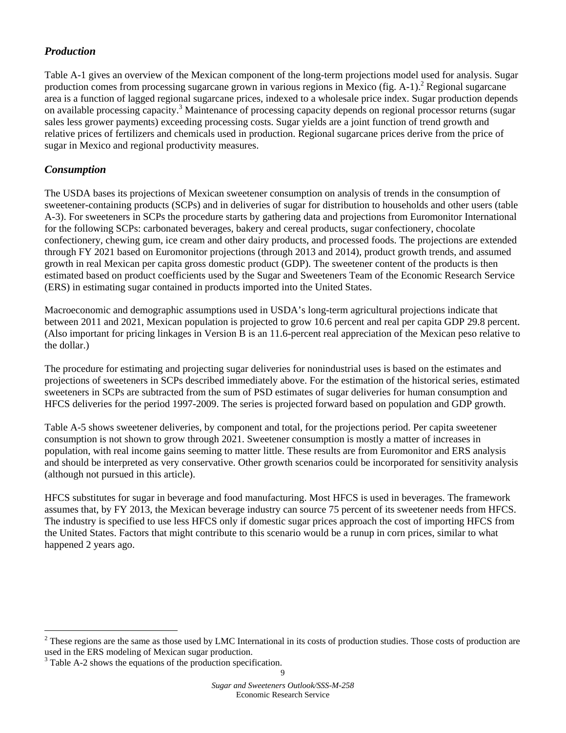### *Production*

Table A-1 gives an overview of the Mexican component of the long-term projections model used for analysis. Sugar production comes from processing sugarcane grown in various regions in Mexico (fig. A-1).[2] Regional sugarcane area is a function of lagged regional sugarcane prices, indexed to a wholesale price index. Sugar production depends on available processing capacity.[3] Maintenance of processing capacity depends on regional processor returns (sugar sales less grower payments) exceeding processing costs. Sugar yields are a joint function of trend growth and relative prices of fertilizers and chemicals used in production. Regional sugarcane prices derive from the price of sugar in Mexico and regional productivity measures.

### *Consumption*

The USDA bases its projections of Mexican sweetener consumption on analysis of trends in the consumption of sweetener-containing products (SCPs) and in deliveries of sugar for distribution to households and other users (table A-3). For sweeteners in SCPs the procedure starts by gathering data and projections from Euromonitor International for the following SCPs: carbonated beverages, bakery and cereal products, sugar confectionery, chocolate confectionery, chewing gum, ice cream and other dairy products, and processed foods. The projections are extended through FY 2021 based on Euromonitor projections (through 2013 and 2014), product growth trends, and assumed growth in real Mexican per capita gross domestic product (GDP). The sweetener content of the products is then estimated based on product coefficients used by the Sugar and Sweeteners Team of the Economic Research Service (ERS) in estimating sugar contained in products imported into the United States.

Macroeconomic and demographic assumptions used in USDA's long-term agricultural projections indicate that between 2011 and 2021, Mexican population is projected to grow 10.6 percent and real per capita GDP 29.8 percent. (Also important for pricing linkages in Version B is an 11.6-percent real appreciation of the Mexican peso relative to the dollar.)

The procedure for estimating and projecting sugar deliveries for nonindustrial uses is based on the estimates and projections of sweeteners in SCPs described immediately above. For the estimation of the historical series, estimated sweeteners in SCPs are subtracted from the sum of PSD estimates of sugar deliveries for human consumption and HFCS deliveries for the period 1997-2009. The series is projected forward based on population and GDP growth.

Table A-5 shows sweetener deliveries, by component and total, for the projections period. Per capita sweetener consumption is not shown to grow through 2021. Sweetener consumption is mostly a matter of increases in population, with real income gains seeming to matter little. These results are from Euromonitor and ERS analysis and should be interpreted as very conservative. Other growth scenarios could be incorporated for sensitivity analysis (although not pursued in this article).

HFCS substitutes for sugar in beverage and food manufacturing. Most HFCS is used in beverages. The framework assumes that, by FY 2013, the Mexican beverage industry can source 75 percent of its sweetener needs from HFCS. The industry is specified to use less HFCS only if domestic sugar prices approach the cost of importing HFCS from the United States. Factors that might contribute to this scenario would be a runup in corn prices, similar to what happened 2 years ago.

---

[2] These regions are the same as those used by LMC International in its costs of production studies. Those costs of production are used in the ERS modeling of Mexican sugar production.

[3] Table A-2 shows the equations of the production specification.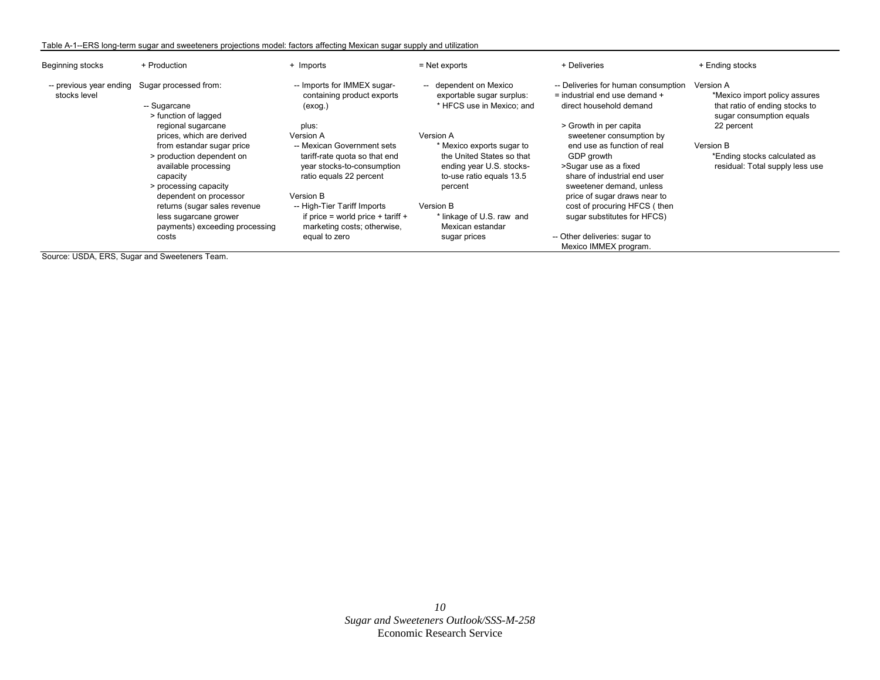Table A-1--ERS long-term sugar and sweeteners projections model: factors affecting Mexican sugar supply and utilization

| Beginning stocks | + Production | + Imports | = Net exports | + Deliveries | + Ending stocks |
|---|---|---|---|---|---|
| -- previous year ending stocks level | Sugar processed from:<br><br>-- Sugarcane<br>> function of lagged regional sugarcane prices, which are derived from estandar sugar price<br>> production dependent on available processing capacity<br>> processing capacity dependent on processor returns (sugar sales revenue less sugarcane grower payments) exceeding processing costs | -- Imports for IMMEX sugar-containing product exports (exog.)<br><br>plus:<br>Version A<br>-- Mexican Government sets tariff-rate quota so that end year stocks-to-consumption ratio equals 22 percent<br><br>Version B<br>-- High-Tier Tariff Imports if price = world price + tariff + marketing costs; otherwise, equal to zero | -- dependent on Mexico exportable sugar surplus:<br>* HFCS use in Mexico; and<br><br>Version A<br>* Mexico exports sugar to the United States so that ending year U.S. stocks-to-use ratio equals 13.5 percent<br><br>Version B<br>* linkage of U.S. raw and Mexican estandar sugar prices | -- Deliveries for human consumption = industrial end use demand + direct household demand<br><br>> Growth in per capita sweetener consumption by end use as function of real GDP growth<br>>Sugar use as a fixed share of industrial end user sweetener demand, unless price of sugar draws near to cost of procuring HFCS ( then sugar substitutes for HFCS)<br><br>-- Other deliveries: sugar to Mexico IMMEX program. | Version A<br>*Mexico import policy assures that ratio of ending stocks to sugar consumption equals 22 percent<br><br>Version B<br>*Ending stocks calculated as residual: Total supply less use |

Source: USDA, ERS, Sugar and Sweeteners Team.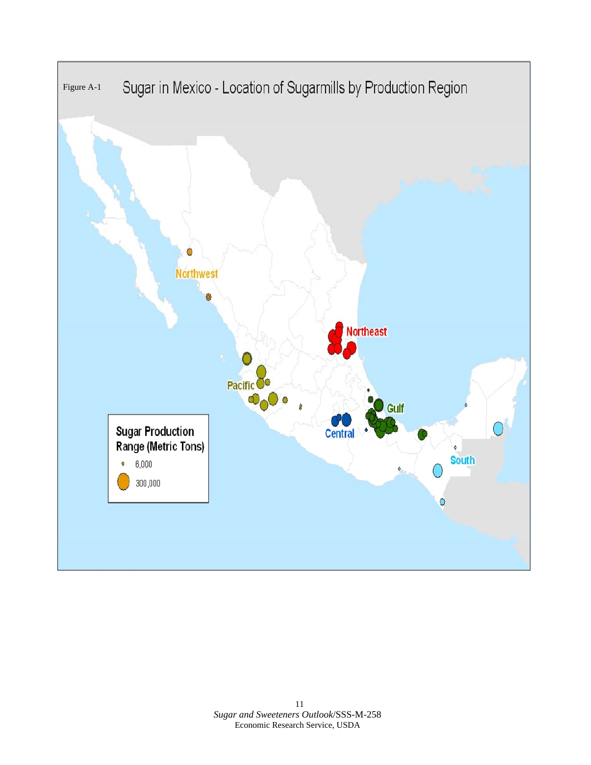Figure A-1 Sugar in Mexico - Location of Sugarmills by Production Region

Northwest

Northeast

Pacific

Gulf

Central

South

Sugar Production Range (Metric Tons)

6,000

300,000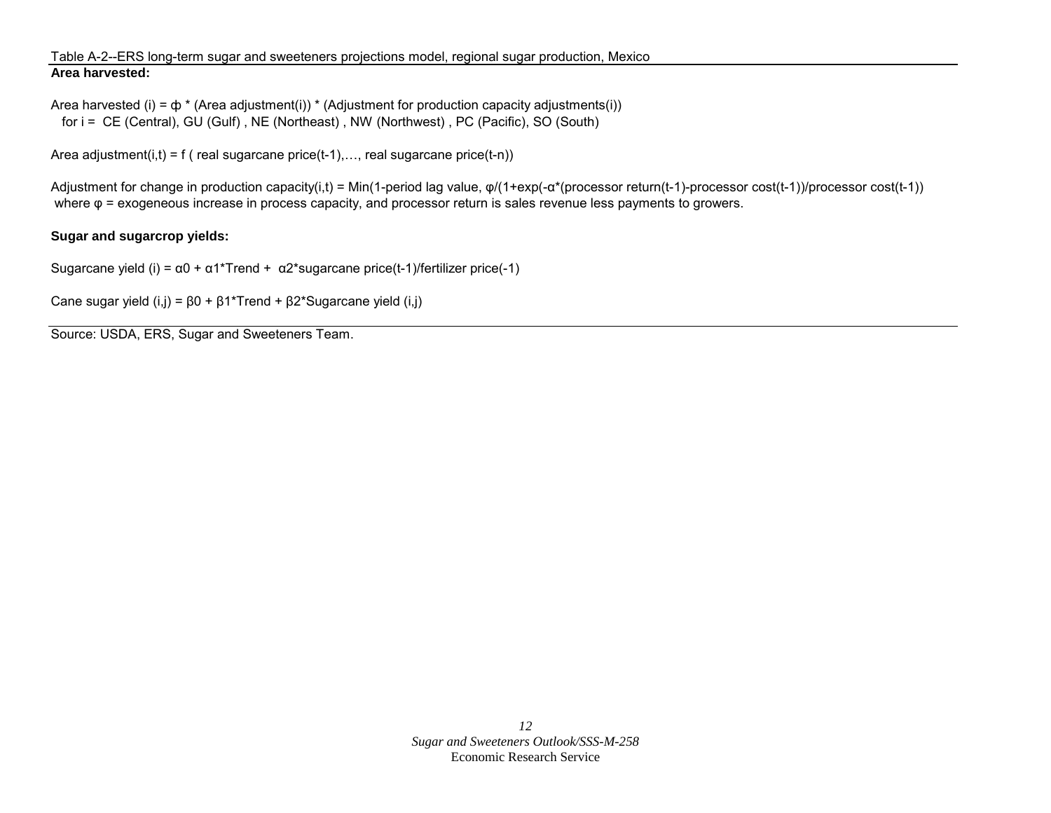Table A-2--ERS long-term sugar and sweeteners projections model, regional sugar production, Mexico

**Area harvested:**

Area harvested (i) = $\phi$ * (Area adjustment(i)) * (Adjustment for production capacity adjustments(i))
for i = CE (Central), GU (Gulf) , NE (Northeast) , NW (Northwest) , PC (Pacific), SO (South)

Area adjustment(i,t) = f ( real sugarcane price(t-1),…, real sugarcane price(t-n))

Adjustment for change in production capacity(i,t) = Min(1-period lag value, $\varphi$/(1+exp(-$\alpha$*(processor return(t-1)-processor cost(t-1))/processor cost(t-1))
where $\varphi$ = exogeneous increase in process capacity, and processor return is sales revenue less payments to growers.

**Sugar and sugarcrop yields:**

Sugarcane yield (i) = $\alpha 0$ + $\alpha 1$*Trend + $\alpha 2$*sugarcane price(t-1)/fertilizer price(-1)

Cane sugar yield (i,j) = $\beta 0$ + $\beta 1$*Trend + $\beta 2$*Sugarcane yield (i,j)

Source: USDA, ERS, Sugar and Sweeteners Team.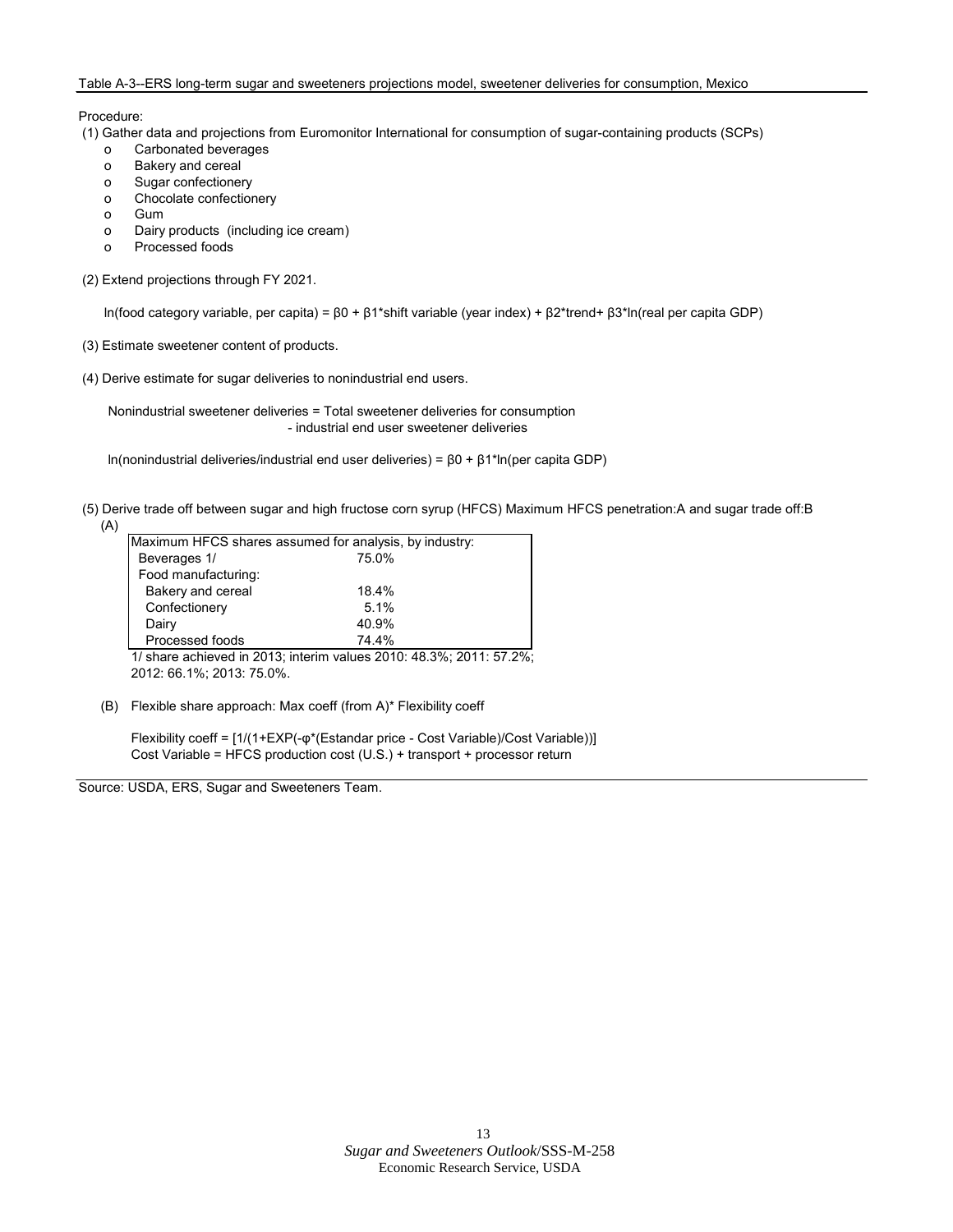Table A-3--ERS long-term sugar and sweeteners projections model, sweetener deliveries for consumption, Mexico

Procedure:

(1) Gather data and projections from Euromonitor International for consumption of sugar-containing products (SCPs)

- o Carbonated beverages
- o Bakery and cereal
- o Sugar confectionery
- o Chocolate confectionery
- o Gum
- o Dairy products (including ice cream)
- o Processed foods

(2) Extend projections through FY 2021.

$\ln$(food category variable, per capita) = $\beta0 + \beta1$*shift variable (year index) + $\beta2$*trend+ $\beta3$*ln(real per capita GDP)

(3) Estimate sweetener content of products.

(4) Derive estimate for sugar deliveries to nonindustrial end users.

Nonindustrial sweetener deliveries = Total sweetener deliveries for consumption - industrial end user sweetener deliveries

$\ln$(nonindustrial deliveries/industrial end user deliveries) = $\beta0 + \beta1$*ln(per capita GDP)

(5) Derive trade off between sugar and high fructose corn syrup (HFCS) Maximum HFCS penetration:A and sugar trade off:B

(A)

| Maximum HFCS shares assumed for analysis, by industry: | |
|---|---|
| Beverages 1/ | 75.0% |
| Food manufacturing: | |
| Bakery and cereal | 18.4% |
| Confectionery | 5.1% |
| Dairy | 40.9% |
| Processed foods | 74.4% |

1/ share achieved in 2013; interim values 2010: 48.3%; 2011: 57.2%; 2012: 66.1%; 2013: 75.0%.

(B) Flexible share approach: Max coeff (from A)* Flexibility coeff

Flexibility coeff = [1/(1+EXP(-φ*(Estandar price - Cost Variable)/Cost Variable))]
Cost Variable = HFCS production cost (U.S.) + transport + processor return

Source: USDA, ERS, Sugar and Sweeteners Team.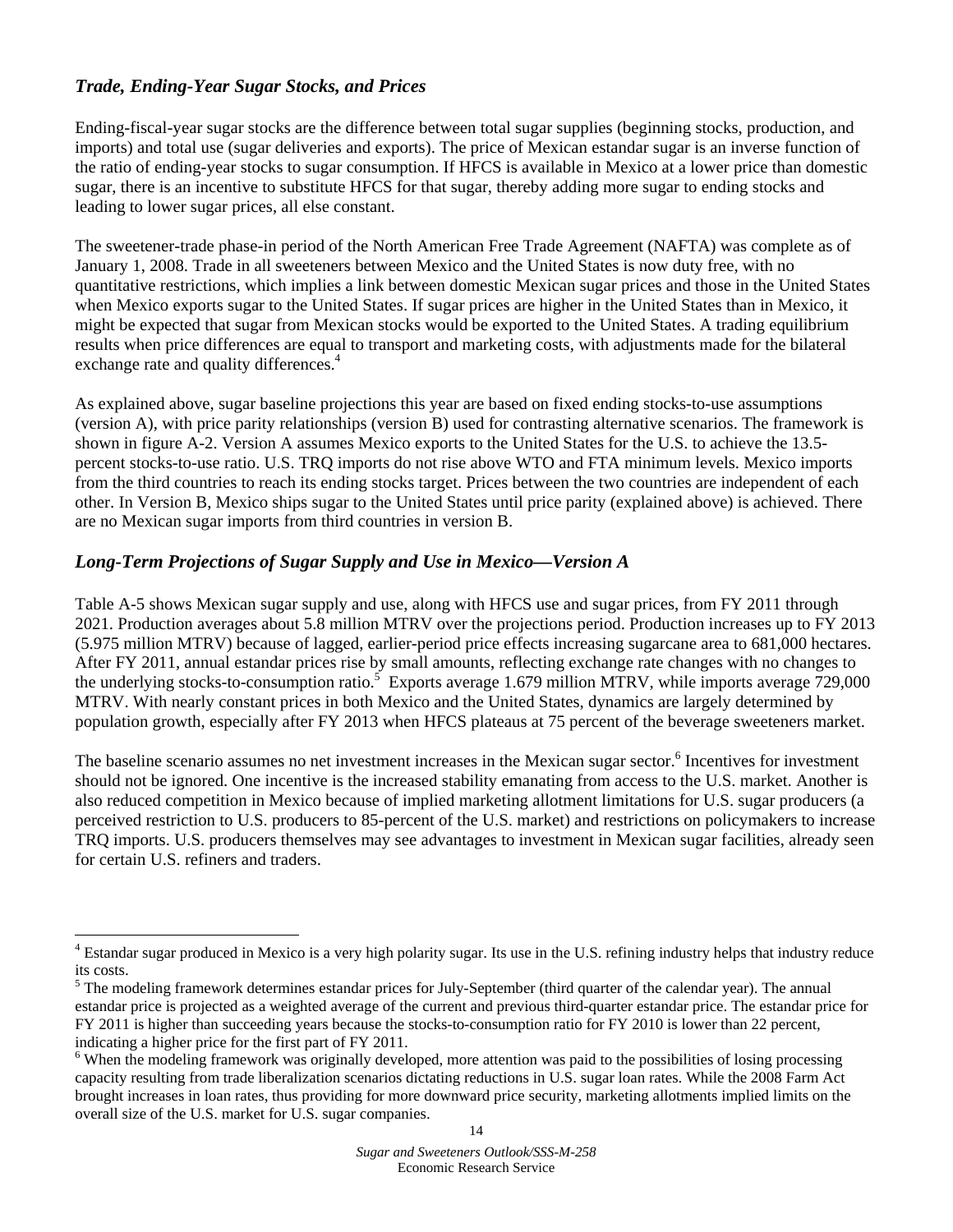### *Trade, Ending-Year Sugar Stocks, and Prices*

Ending-fiscal-year sugar stocks are the difference between total sugar supplies (beginning stocks, production, and imports) and total use (sugar deliveries and exports). The price of Mexican estandar sugar is an inverse function of the ratio of ending-year stocks to sugar consumption. If HFCS is available in Mexico at a lower price than domestic sugar, there is an incentive to substitute HFCS for that sugar, thereby adding more sugar to ending stocks and leading to lower sugar prices, all else constant.

The sweetener-trade phase-in period of the North American Free Trade Agreement (NAFTA) was complete as of January 1, 2008. Trade in all sweeteners between Mexico and the United States is now duty free, with no quantitative restrictions, which implies a link between domestic Mexican sugar prices and those in the United States when Mexico exports sugar to the United States. If sugar prices are higher in the United States than in Mexico, it might be expected that sugar from Mexican stocks would be exported to the United States. A trading equilibrium results when price differences are equal to transport and marketing costs, with adjustments made for the bilateral exchange rate and quality differences.[4]

As explained above, sugar baseline projections this year are based on fixed ending stocks-to-use assumptions (version A), with price parity relationships (version B) used for contrasting alternative scenarios. The framework is shown in figure A-2. Version A assumes Mexico exports to the United States for the U.S. to achieve the 13.5-percent stocks-to-use ratio. U.S. TRQ imports do not rise above WTO and FTA minimum levels. Mexico imports from the third countries to reach its ending stocks target. Prices between the two countries are independent of each other. In Version B, Mexico ships sugar to the United States until price parity (explained above) is achieved. There are no Mexican sugar imports from third countries in version B.

### *Long-Term Projections of Sugar Supply and Use in Mexico—Version A*

Table A-5 shows Mexican sugar supply and use, along with HFCS use and sugar prices, from FY 2011 through 2021. Production averages about 5.8 million MTRV over the projections period. Production increases up to FY 2013 (5.975 million MTRV) because of lagged, earlier-period price effects increasing sugarcane area to 681,000 hectares. After FY 2011, annual estandar prices rise by small amounts, reflecting exchange rate changes with no changes to the underlying stocks-to-consumption ratio.[5] Exports average 1.679 million MTRV, while imports average 729,000 MTRV. With nearly constant prices in both Mexico and the United States, dynamics are largely determined by population growth, especially after FY 2013 when HFCS plateaus at 75 percent of the beverage sweeteners market.

The baseline scenario assumes no net investment increases in the Mexican sugar sector.[6] Incentives for investment should not be ignored. One incentive is the increased stability emanating from access to the U.S. market. Another is also reduced competition in Mexico because of implied marketing allotment limitations for U.S. sugar producers (a perceived restriction to U.S. producers to 85-percent of the U.S. market) and restrictions on policymakers to increase TRQ imports. U.S. producers themselves may see advantages to investment in Mexican sugar facilities, already seen for certain U.S. refiners and traders.

---

[4] Estandar sugar produced in Mexico is a very high polarity sugar. Its use in the U.S. refining industry helps that industry reduce its costs.

[5] The modeling framework determines estandar prices for July-September (third quarter of the calendar year). The annual estandar price is projected as a weighted average of the current and previous third-quarter estandar price. The estandar price for FY 2011 is higher than succeeding years because the stocks-to-consumption ratio for FY 2010 is lower than 22 percent, indicating a higher price for the first part of FY 2011.

[6] When the modeling framework was originally developed, more attention was paid to the possibilities of losing processing capacity resulting from trade liberalization scenarios dictating reductions in U.S. sugar loan rates. While the 2008 Farm Act brought increases in loan rates, thus providing for more downward price security, marketing allotments implied limits on the overall size of the U.S. market for U.S. sugar companies.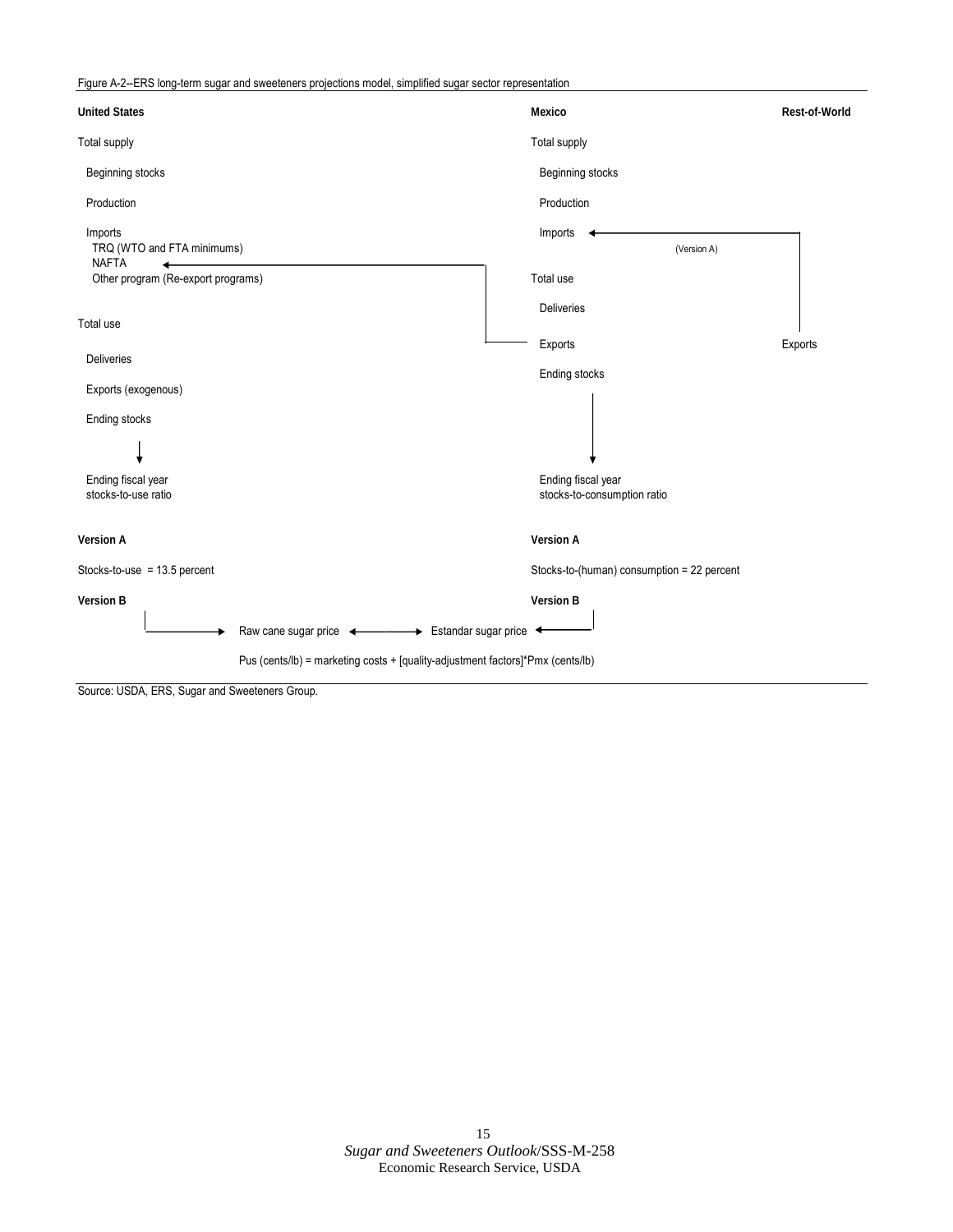Figure A-2--ERS long-term sugar and sweeteners projections model, simplified sugar sector representation

**United States**

Total supply

- Beginning stocks
- Production
- Imports
  - TRQ (WTO and FTA minimums)
  - NAFTA
  - Other program (Re-export programs)

Total use

- Deliveries
- Exports (exogenous)
- Ending stocks

Ending fiscal year stocks-to-use ratio

**Mexico**

Total supply

- Beginning stocks
- Production
- Imports

Total use

- Deliveries
- Exports
- Ending stocks

Ending fiscal year stocks-to-consumption ratio

**Rest-of-World**

Exports

(Version A)

**Version A**

Stocks-to-use = 13.5 percent

**Version A**

Stocks-to-(human) consumption = 22 percent

**Version B**

**Version B**

Raw cane sugar price ↔ Estandar sugar price

Pus (cents/lb) = marketing costs + [quality-adjustment factors]*Pmx (cents/lb)

Source: USDA, ERS, Sugar and Sweeteners Group.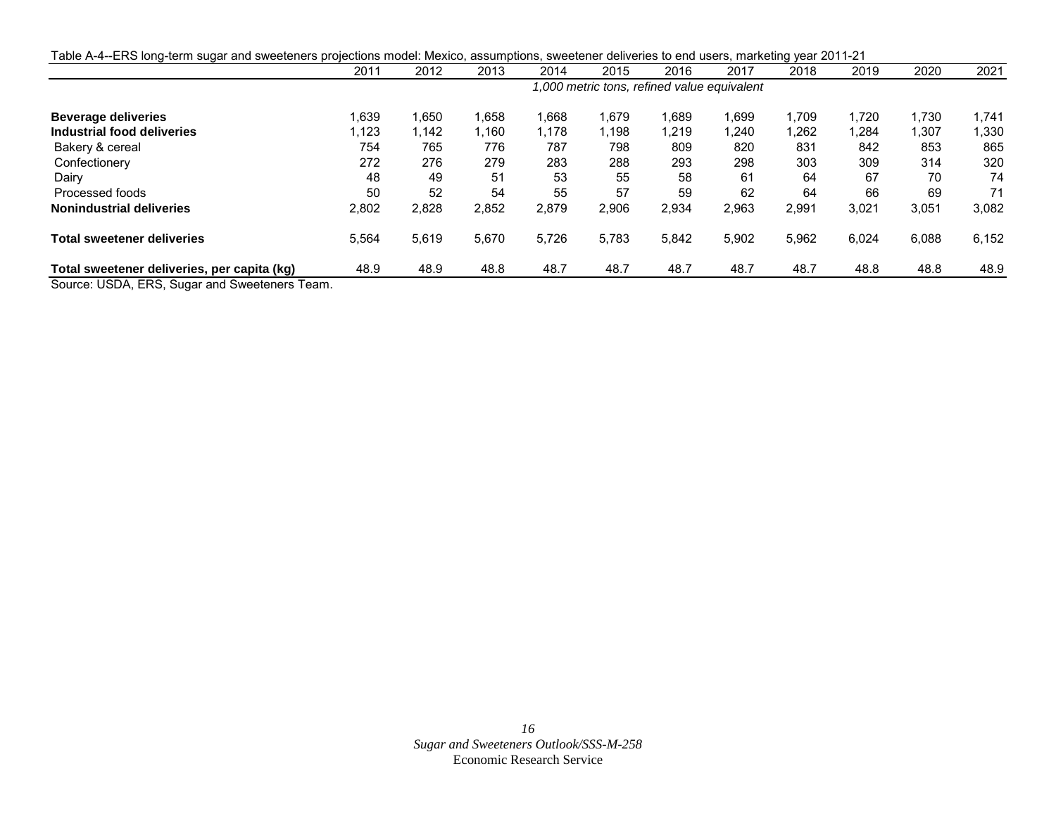Table A-4--ERS long-term sugar and sweeteners projections model: Mexico, assumptions, sweetener deliveries to end users, marketing year 2011-21

| | 2011 | 2012 | 2013 | 2014 | 2015 | 2016 | 2017 | 2018 | 2019 | 2020 | 2021 |
|---|---|---|---|---|---|---|---|---|---|---|---|
| | *1,000 metric tons, refined value equivalent* | | | | | | | | | | |
| **Beverage deliveries** | 1,639 | 1,650 | 1,658 | 1,668 | 1,679 | 1,689 | 1,699 | 1,709 | 1,720 | 1,730 | 1,741 |
| **Industrial food deliveries** | 1,123 | 1,142 | 1,160 | 1,178 | 1,198 | 1,219 | 1,240 | 1,262 | 1,284 | 1,307 | 1,330 |
| Bakery & cereal | 754 | 765 | 776 | 787 | 798 | 809 | 820 | 831 | 842 | 853 | 865 |
| Confectionery | 272 | 276 | 279 | 283 | 288 | 293 | 298 | 303 | 309 | 314 | 320 |
| Dairy | 48 | 49 | 51 | 53 | 55 | 58 | 61 | 64 | 67 | 70 | 74 |
| Processed foods | 50 | 52 | 54 | 55 | 57 | 59 | 62 | 64 | 66 | 69 | 71 |
| **Nonindustrial deliveries** | 2,802 | 2,828 | 2,852 | 2,879 | 2,906 | 2,934 | 2,963 | 2,991 | 3,021 | 3,051 | 3,082 |
| **Total sweetener deliveries** | 5,564 | 5,619 | 5,670 | 5,726 | 5,783 | 5,842 | 5,902 | 5,962 | 6,024 | 6,088 | 6,152 |
| **Total sweetener deliveries, per capita (kg)** | 48.9 | 48.9 | 48.8 | 48.7 | 48.7 | 48.7 | 48.7 | 48.7 | 48.8 | 48.8 | 48.9 |

Source: USDA, ERS, Sugar and Sweeteners Team.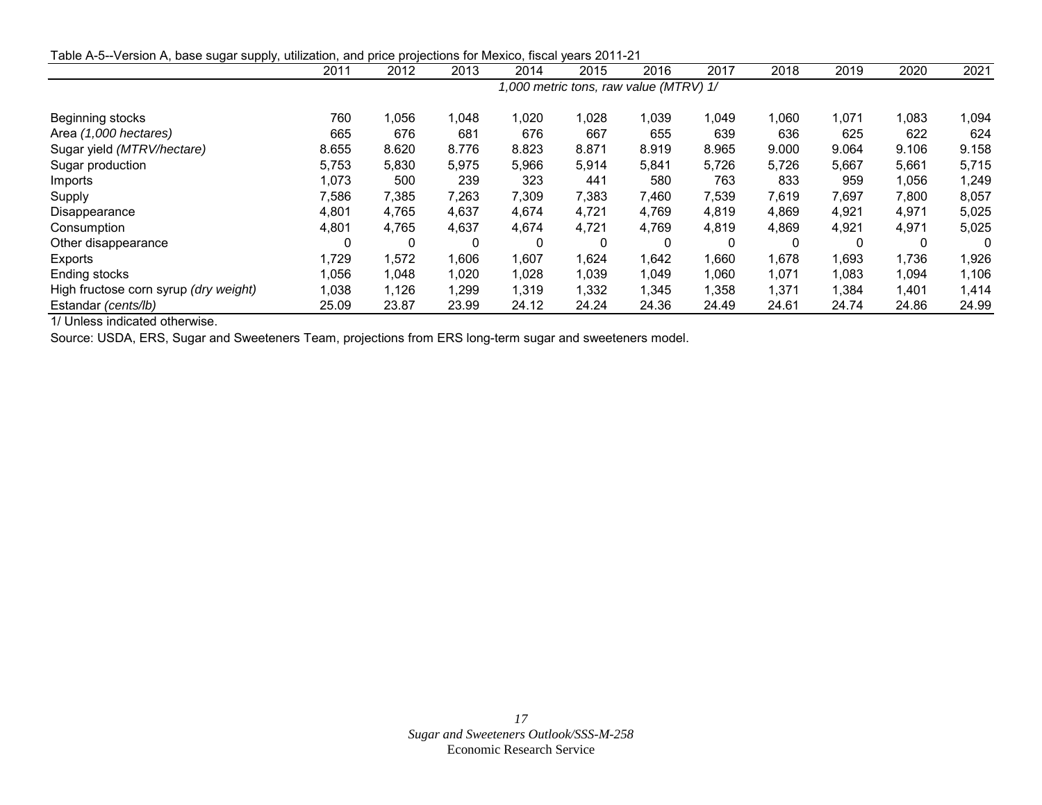Table A-5--Version A, base sugar supply, utilization, and price projections for Mexico, fiscal years 2011-21

| | 2011 | 2012 | 2013 | 2014 | 2015 | 2016 | 2017 | 2018 | 2019 | 2020 | 2021 |
|---|---|---|---|---|---|---|---|---|---|---|---|
| | *1,000 metric tons, raw value (MTRV) 1/* | | | | | | | | | | |
| Beginning stocks | 760 | 1,056 | 1,048 | 1,020 | 1,028 | 1,039 | 1,049 | 1,060 | 1,071 | 1,083 | 1,094 |
| Area *(1,000 hectares)* | 665 | 676 | 681 | 676 | 667 | 655 | 639 | 636 | 625 | 622 | 624 |
| Sugar yield *(MTRV/hectare)* | 8.655 | 8.620 | 8.776 | 8.823 | 8.871 | 8.919 | 8.965 | 9.000 | 9.064 | 9.106 | 9.158 |
| Sugar production | 5,753 | 5,830 | 5,975 | 5,966 | 5,914 | 5,841 | 5,726 | 5,726 | 5,667 | 5,661 | 5,715 |
| Imports | 1,073 | 500 | 239 | 323 | 441 | 580 | 763 | 833 | 959 | 1,056 | 1,249 |
| Supply | 7,586 | 7,385 | 7,263 | 7,309 | 7,383 | 7,460 | 7,539 | 7,619 | 7,697 | 7,800 | 8,057 |
| Disappearance | 4,801 | 4,765 | 4,637 | 4,674 | 4,721 | 4,769 | 4,819 | 4,869 | 4,921 | 4,971 | 5,025 |
| Consumption | 4,801 | 4,765 | 4,637 | 4,674 | 4,721 | 4,769 | 4,819 | 4,869 | 4,921 | 4,971 | 5,025 |
| Other disappearance | 0 | 0 | 0 | 0 | 0 | 0 | 0 | 0 | 0 | 0 | 0 |
| Exports | 1,729 | 1,572 | 1,606 | 1,607 | 1,624 | 1,642 | 1,660 | 1,678 | 1,693 | 1,736 | 1,926 |
| Ending stocks | 1,056 | 1,048 | 1,020 | 1,028 | 1,039 | 1,049 | 1,060 | 1,071 | 1,083 | 1,094 | 1,106 |
| High fructose corn syrup *(dry weight)* | 1,038 | 1,126 | 1,299 | 1,319 | 1,332 | 1,345 | 1,358 | 1,371 | 1,384 | 1,401 | 1,414 |
| Estandar *(cents/lb)* | 25.09 | 23.87 | 23.99 | 24.12 | 24.24 | 24.36 | 24.49 | 24.61 | 24.74 | 24.86 | 24.99 |

1/ Unless indicated otherwise.

Source: USDA, ERS, Sugar and Sweeteners Team, projections from ERS long-term sugar and sweeteners model.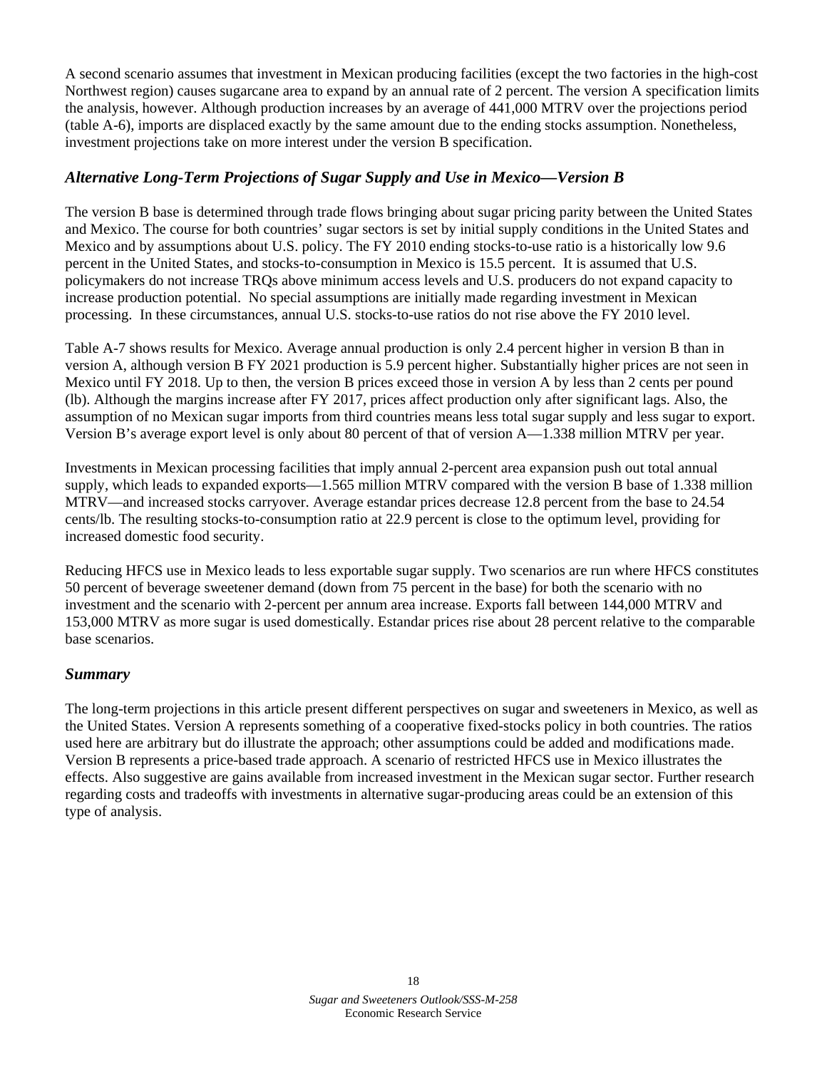A second scenario assumes that investment in Mexican producing facilities (except the two factories in the high-cost Northwest region) causes sugarcane area to expand by an annual rate of 2 percent. The version A specification limits the analysis, however. Although production increases by an average of 441,000 MTRV over the projections period (table A-6), imports are displaced exactly by the same amount due to the ending stocks assumption. Nonetheless, investment projections take on more interest under the version B specification.

### *Alternative Long-Term Projections of Sugar Supply and Use in Mexico—Version B*

The version B base is determined through trade flows bringing about sugar pricing parity between the United States and Mexico. The course for both countries' sugar sectors is set by initial supply conditions in the United States and Mexico and by assumptions about U.S. policy. The FY 2010 ending stocks-to-use ratio is a historically low 9.6 percent in the United States, and stocks-to-consumption in Mexico is 15.5 percent. It is assumed that U.S. policymakers do not increase TRQs above minimum access levels and U.S. producers do not expand capacity to increase production potential. No special assumptions are initially made regarding investment in Mexican processing. In these circumstances, annual U.S. stocks-to-use ratios do not rise above the FY 2010 level.

Table A-7 shows results for Mexico. Average annual production is only 2.4 percent higher in version B than in version A, although version B FY 2021 production is 5.9 percent higher. Substantially higher prices are not seen in Mexico until FY 2018. Up to then, the version B prices exceed those in version A by less than 2 cents per pound (lb). Although the margins increase after FY 2017, prices affect production only after significant lags. Also, the assumption of no Mexican sugar imports from third countries means less total sugar supply and less sugar to export. Version B's average export level is only about 80 percent of that of version A—1.338 million MTRV per year.

Investments in Mexican processing facilities that imply annual 2-percent area expansion push out total annual supply, which leads to expanded exports—1.565 million MTRV compared with the version B base of 1.338 million MTRV—and increased stocks carryover. Average estandar prices decrease 12.8 percent from the base to 24.54 cents/lb. The resulting stocks-to-consumption ratio at 22.9 percent is close to the optimum level, providing for increased domestic food security.

Reducing HFCS use in Mexico leads to less exportable sugar supply. Two scenarios are run where HFCS constitutes 50 percent of beverage sweetener demand (down from 75 percent in the base) for both the scenario with no investment and the scenario with 2-percent per annum area increase. Exports fall between 144,000 MTRV and 153,000 MTRV as more sugar is used domestically. Estandar prices rise about 28 percent relative to the comparable base scenarios.

### *Summary*

The long-term projections in this article present different perspectives on sugar and sweeteners in Mexico, as well as the United States. Version A represents something of a cooperative fixed-stocks policy in both countries. The ratios used here are arbitrary but do illustrate the approach; other assumptions could be added and modifications made. Version B represents a price-based trade approach. A scenario of restricted HFCS use in Mexico illustrates the effects. Also suggestive are gains available from increased investment in the Mexican sugar sector. Further research regarding costs and tradeoffs with investments in alternative sugar-producing areas could be an extension of this type of analysis.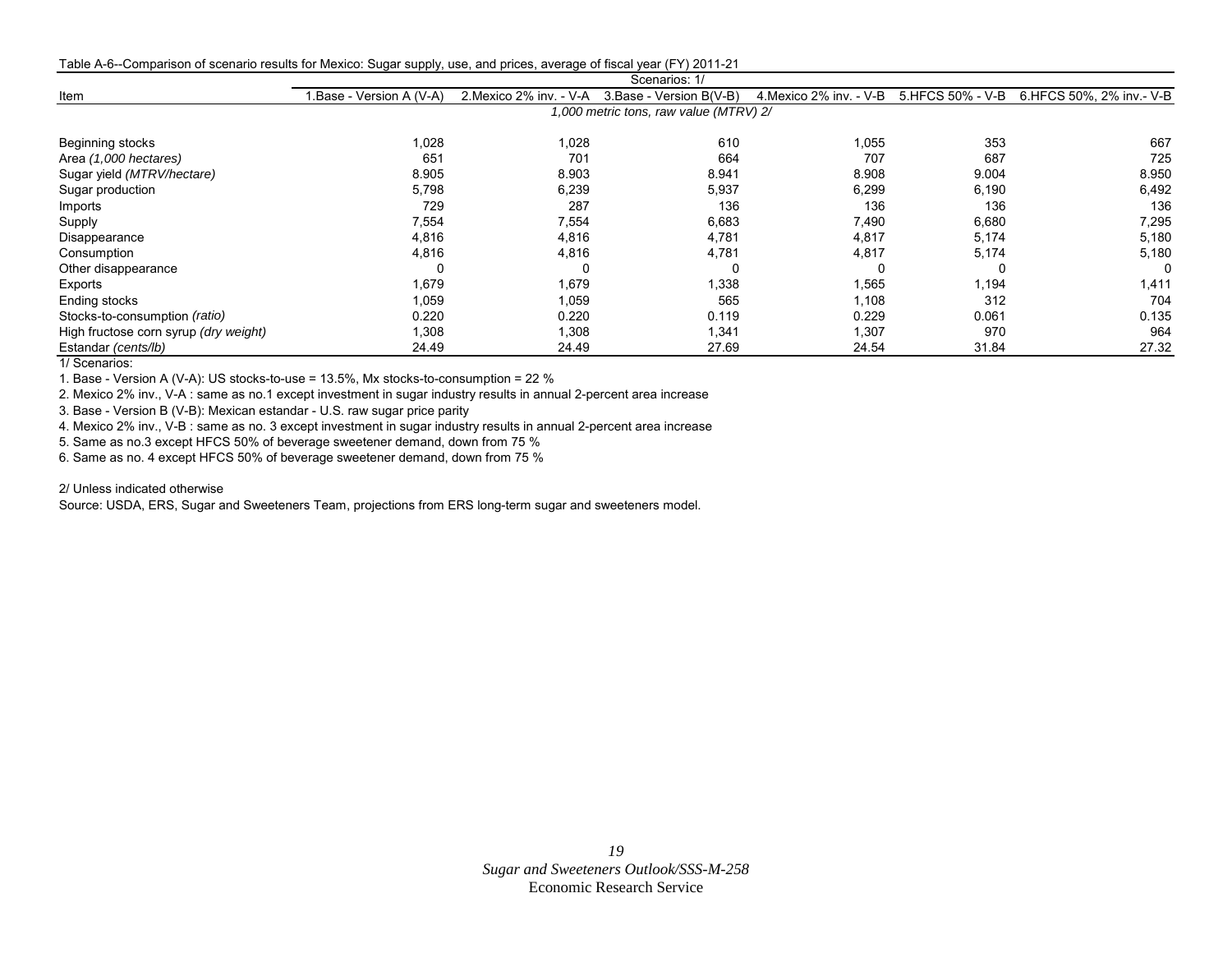Table A-6--Comparison of scenario results for Mexico: Sugar supply, use, and prices, average of fiscal year (FY) 2011-21

| Item | Scenarios: 1/ | | | | | |
|---|---|---|---|---|---|---|
| | 1.Base - Version A (V-A) | 2.Mexico 2% inv. - V-A | 3.Base - Version B(V-B) | 4.Mexico 2% inv. - V-B | 5.HFCS 50% - V-B | 6.HFCS 50%, 2% inv.- V-B |
| | *1,000 metric tons, raw value (MTRV) 2/* | | | | | |
| Beginning stocks | 1,028 | 1,028 | 610 | 1,055 | 353 | 667 |
| Area *(1,000 hectares)* | 651 | 701 | 664 | 707 | 687 | 725 |
| Sugar yield *(MTRV/hectare)* | 8.905 | 8.903 | 8.941 | 8.908 | 9.004 | 8.950 |
| Sugar production | 5,798 | 6,239 | 5,937 | 6,299 | 6,190 | 6,492 |
| Imports | 729 | 287 | 136 | 136 | 136 | 136 |
| Supply | 7,554 | 7,554 | 6,683 | 7,490 | 6,680 | 7,295 |
| Disappearance | 4,816 | 4,816 | 4,781 | 4,817 | 5,174 | 5,180 |
| Consumption | 4,816 | 4,816 | 4,781 | 4,817 | 5,174 | 5,180 |
| Other disappearance | 0 | 0 | 0 | 0 | 0 | 0 |
| Exports | 1,679 | 1,679 | 1,338 | 1,565 | 1,194 | 1,411 |
| Ending stocks | 1,059 | 1,059 | 565 | 1,108 | 312 | 704 |
| Stocks-to-consumption *(ratio)* | 0.220 | 0.220 | 0.119 | 0.229 | 0.061 | 0.135 |
| High fructose corn syrup *(dry weight)* | 1,308 | 1,308 | 1,341 | 1,307 | 970 | 964 |
| Estandar *(cents/lb)* | 24.49 | 24.49 | 27.69 | 24.54 | 31.84 | 27.32 |

1/ Scenarios:

1. Base - Version A (V-A): US stocks-to-use = 13.5%, Mx stocks-to-consumption = 22 %

2. Mexico 2% inv., V-A : same as no.1 except investment in sugar industry results in annual 2-percent area increase

3. Base - Version B (V-B): Mexican estandar - U.S. raw sugar price parity

4. Mexico 2% inv., V-B : same as no. 3 except investment in sugar industry results in annual 2-percent area increase

5. Same as no.3 except HFCS 50% of beverage sweetener demand, down from 75 %

6. Same as no. 4 except HFCS 50% of beverage sweetener demand, down from 75 %

2/ Unless indicated otherwise

Source: USDA, ERS, Sugar and Sweeteners Team, projections from ERS long-term sugar and sweeteners model.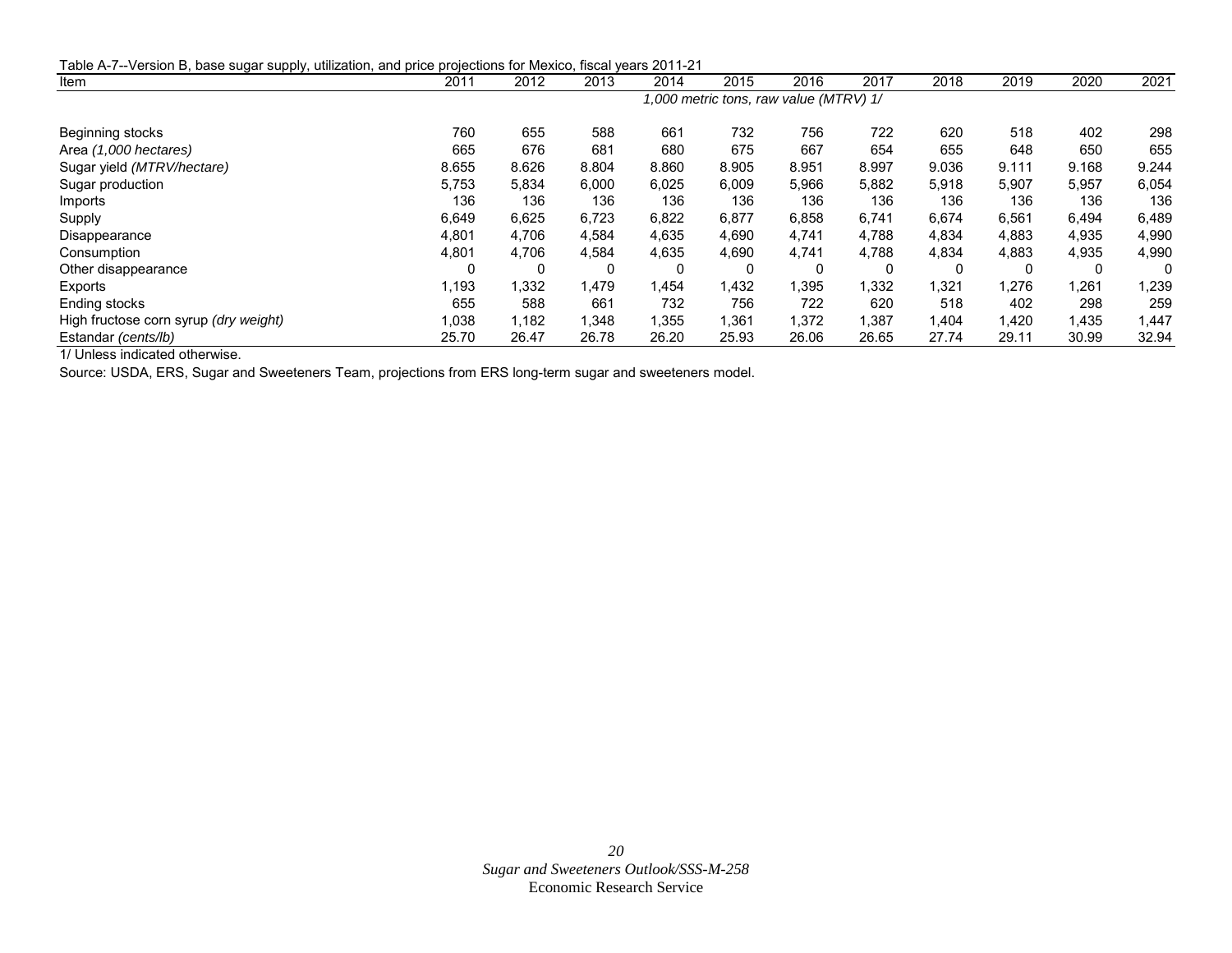Table A-7--Version B, base sugar supply, utilization, and price projections for Mexico, fiscal years 2011-21

| Item | 2011 | 2012 | 2013 | 2014 | 2015 | 2016 | 2017 | 2018 | 2019 | 2020 | 2021 |
|---|---|---|---|---|---|---|---|---|---|---|---|
| | *1,000 metric tons, raw value (MTRV) 1/* | | | | | | | | | | |
| Beginning stocks | 760 | 655 | 588 | 661 | 732 | 756 | 722 | 620 | 518 | 402 | 298 |
| Area *(1,000 hectares)* | 665 | 676 | 681 | 680 | 675 | 667 | 654 | 655 | 648 | 650 | 655 |
| Sugar yield *(MTRV/hectare)* | 8.655 | 8.626 | 8.804 | 8.860 | 8.905 | 8.951 | 8.997 | 9.036 | 9.111 | 9.168 | 9.244 |
| Sugar production | 5,753 | 5,834 | 6,000 | 6,025 | 6,009 | 5,966 | 5,882 | 5,918 | 5,907 | 5,957 | 6,054 |
| Imports | 136 | 136 | 136 | 136 | 136 | 136 | 136 | 136 | 136 | 136 | 136 |
| Supply | 6,649 | 6,625 | 6,723 | 6,822 | 6,877 | 6,858 | 6,741 | 6,674 | 6,561 | 6,494 | 6,489 |
| Disappearance | 4,801 | 4,706 | 4,584 | 4,635 | 4,690 | 4,741 | 4,788 | 4,834 | 4,883 | 4,935 | 4,990 |
| Consumption | 4,801 | 4,706 | 4,584 | 4,635 | 4,690 | 4,741 | 4,788 | 4,834 | 4,883 | 4,935 | 4,990 |
| Other disappearance | 0 | 0 | 0 | 0 | 0 | 0 | 0 | 0 | 0 | 0 | 0 |
| Exports | 1,193 | 1,332 | 1,479 | 1,454 | 1,432 | 1,395 | 1,332 | 1,321 | 1,276 | 1,261 | 1,239 |
| Ending stocks | 655 | 588 | 661 | 732 | 756 | 722 | 620 | 518 | 402 | 298 | 259 |
| High fructose corn syrup *(dry weight)* | 1,038 | 1,182 | 1,348 | 1,355 | 1,361 | 1,372 | 1,387 | 1,404 | 1,420 | 1,435 | 1,447 |
| Estandar *(cents/lb)* | 25.70 | 26.47 | 26.78 | 26.20 | 25.93 | 26.06 | 26.65 | 27.74 | 29.11 | 30.99 | 32.94 |

1/ Unless indicated otherwise.

Source: USDA, ERS, Sugar and Sweeteners Team, projections from ERS long-term sugar and sweeteners model.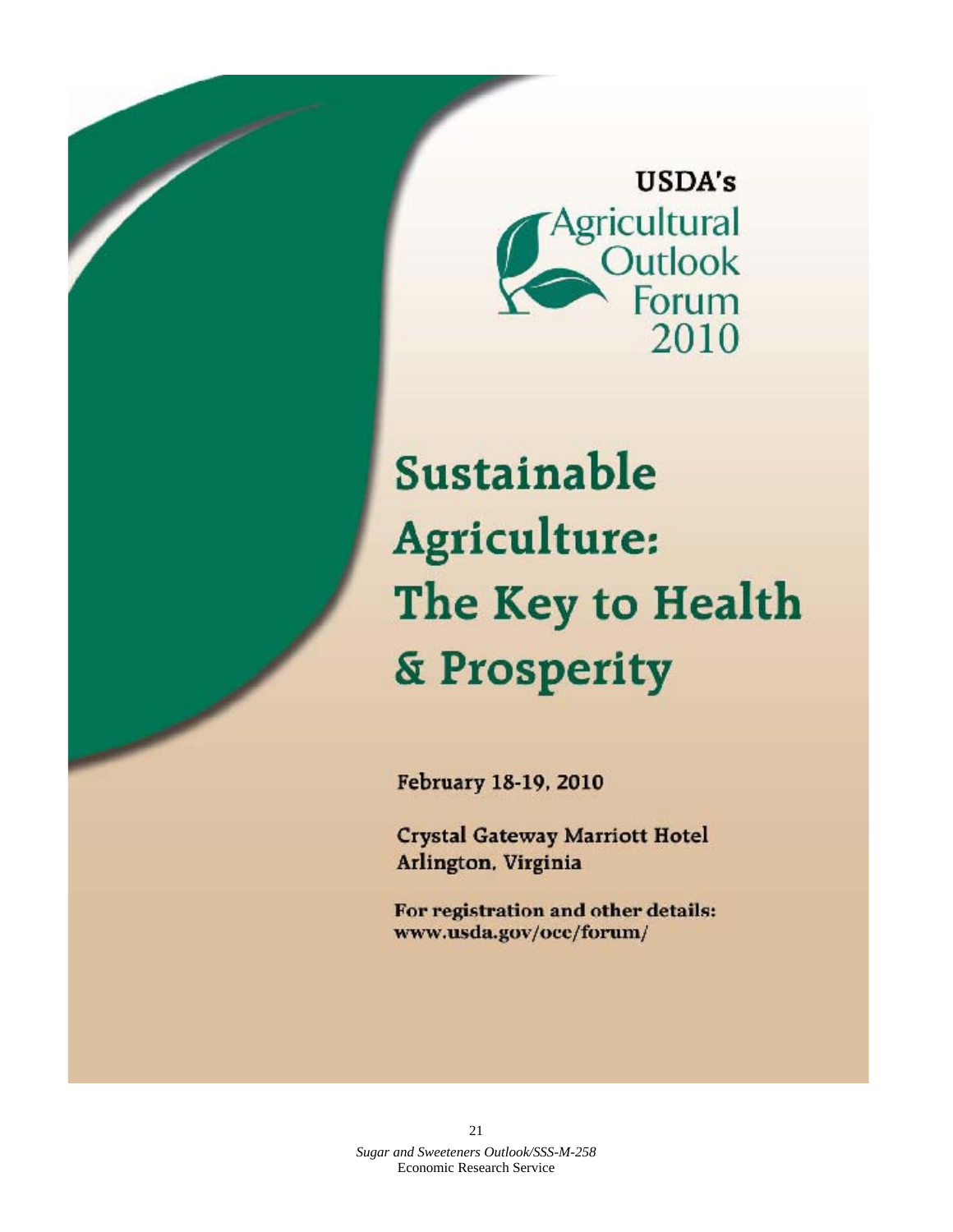USDA's

Agricultural Outlook Forum 2010

# Sustainable Agriculture: The Key to Health & Prosperity

**February 18-19, 2010**

**Crystal Gateway Marriott Hotel**
**Arlington, Virginia**

**For registration and other details:**
**www.usda.gov/oce/forum/**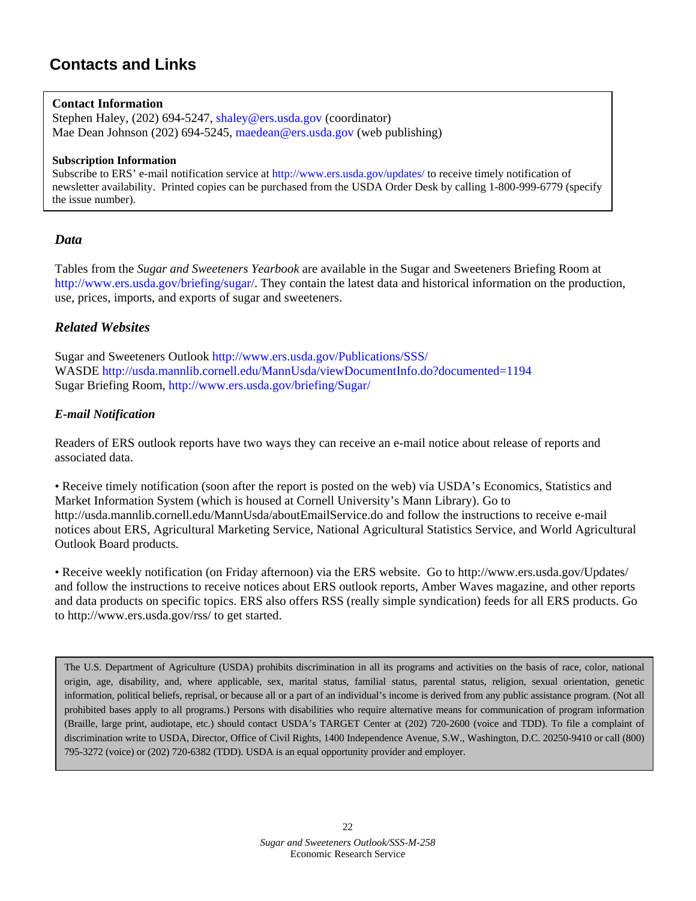# Contacts and Links

**Contact Information**
Stephen Haley, (202) 694-5247, shaley@ers.usda.gov (coordinator)
Mae Dean Johnson (202) 694-5245, maedean@ers.usda.gov (web publishing)

**Subscription Information**
Subscribe to ERS' e-mail notification service at http://www.ers.usda.gov/updates/ to receive timely notification of newsletter availability. Printed copies can be purchased from the USDA Order Desk by calling 1-800-999-6779 (specify the issue number).

### *Data*

Tables from the *Sugar and Sweeteners Yearbook* are available in the Sugar and Sweeteners Briefing Room at http://www.ers.usda.gov/briefing/sugar/. They contain the latest data and historical information on the production, use, prices, imports, and exports of sugar and sweeteners.

### *Related Websites*

Sugar and Sweeteners Outlook http://www.ers.usda.gov/Publications/SSS/
WASDE http://usda.mannlib.cornell.edu/MannUsda/viewDocumentInfo.do?documented=1194
Sugar Briefing Room, http://www.ers.usda.gov/briefing/Sugar/

### *E-mail Notification*

Readers of ERS outlook reports have two ways they can receive an e-mail notice about release of reports and associated data.

• Receive timely notification (soon after the report is posted on the web) via USDA's Economics, Statistics and Market Information System (which is housed at Cornell University's Mann Library). Go to http://usda.mannlib.cornell.edu/MannUsda/aboutEmailService.do and follow the instructions to receive e-mail notices about ERS, Agricultural Marketing Service, National Agricultural Statistics Service, and World Agricultural Outlook Board products.

• Receive weekly notification (on Friday afternoon) via the ERS website. Go to http://www.ers.usda.gov/Updates/ and follow the instructions to receive notices about ERS outlook reports, Amber Waves magazine, and other reports and data products on specific topics. ERS also offers RSS (really simple syndication) feeds for all ERS products. Go to http://www.ers.usda.gov/rss/ to get started.

The U.S. Department of Agriculture (USDA) prohibits discrimination in all its programs and activities on the basis of race, color, national origin, age, disability, and, where applicable, sex, marital status, familial status, parental status, religion, sexual orientation, genetic information, political beliefs, reprisal, or because all or a part of an individual's income is derived from any public assistance program. (Not all prohibited bases apply to all programs.) Persons with disabilities who require alternative means for communication of program information (Braille, large print, audiotape, etc.) should contact USDA's TARGET Center at (202) 720-2600 (voice and TDD). To file a complaint of discrimination write to USDA, Director, Office of Civil Rights, 1400 Independence Avenue, S.W., Washington, D.C. 20250-9410 or call (800) 795-3272 (voice) or (202) 720-6382 (TDD). USDA is an equal opportunity provider and employer.